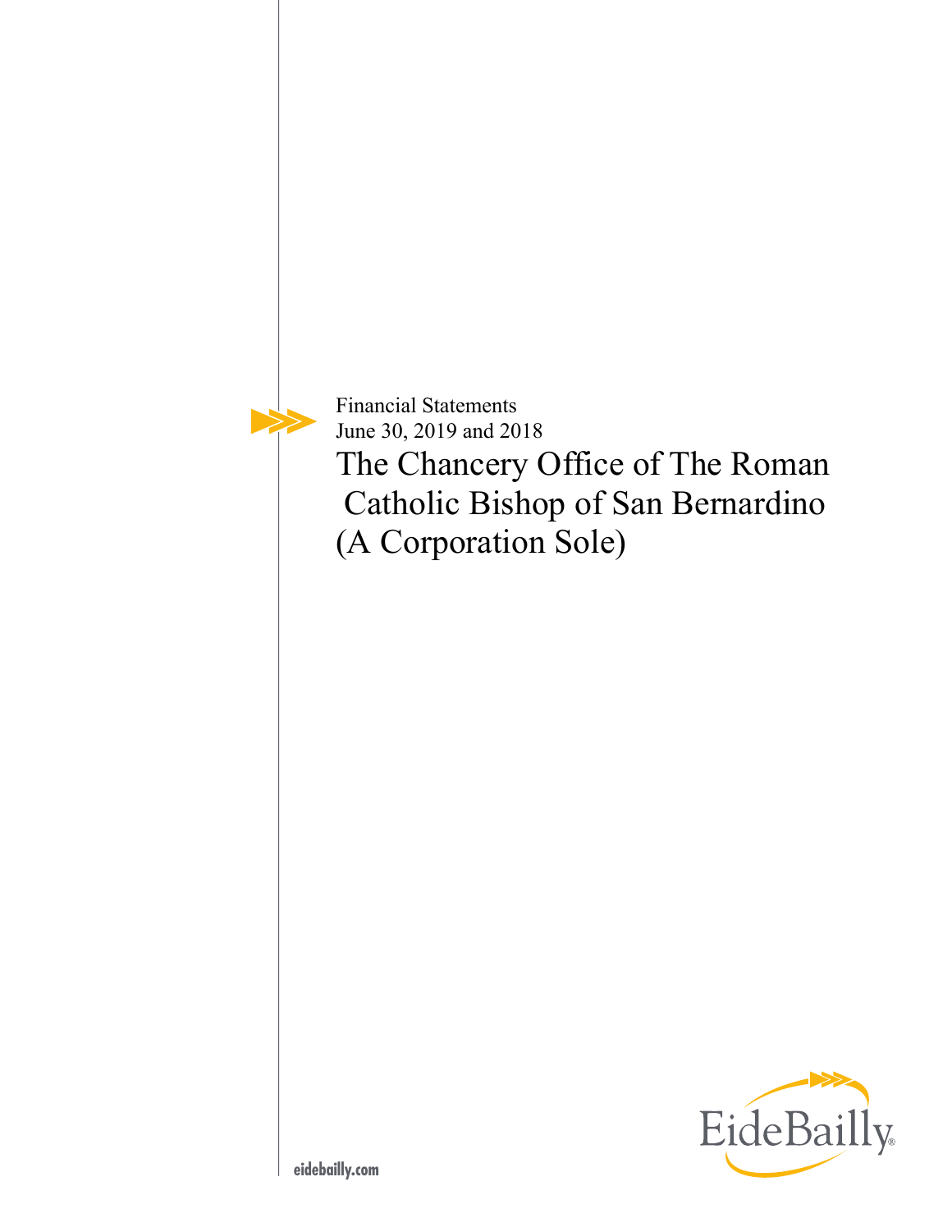Financial Statements
June 30, 2019 and 2018

# The Chancery Office of The Roman Catholic Bishop of San Bernardino (A Corporation Sole)

EideBailly

eidebailly.com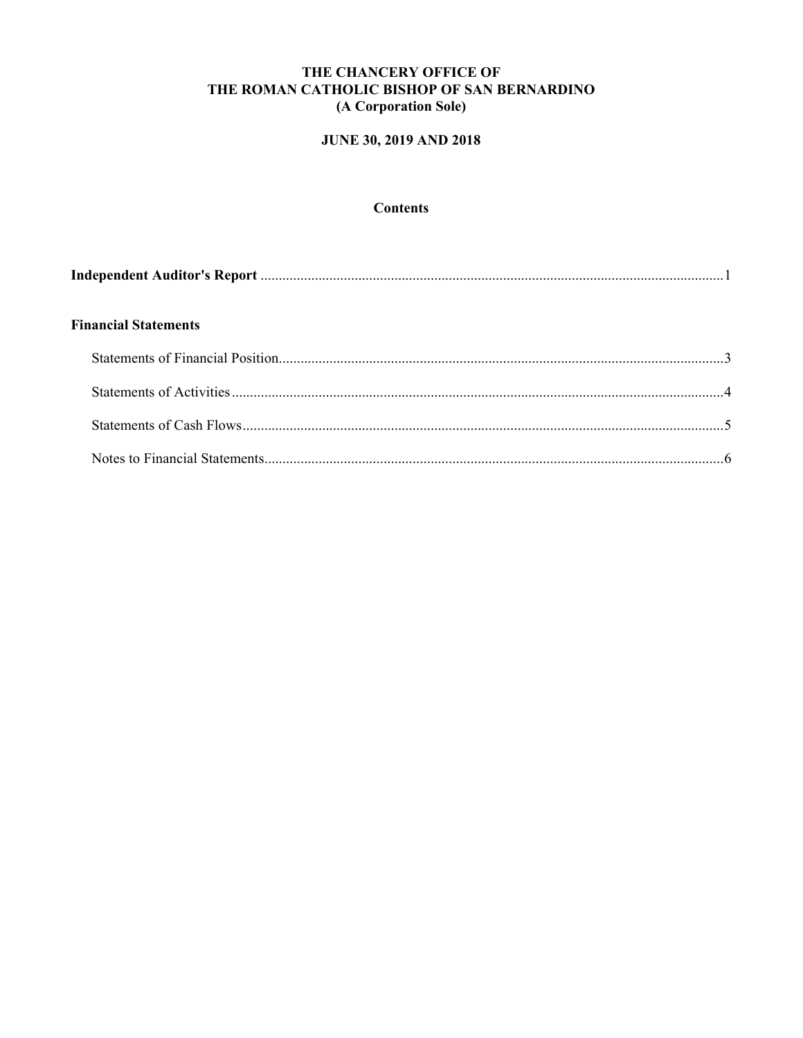# THE CHANCERY OFFICE OF
# THE ROMAN CATHOLIC BISHOP OF SAN BERNARDINO
## (A Corporation Sole)

## JUNE 30, 2019 AND 2018

### Contents

**Independent Auditor's Report** ............................................................ 1

**Financial Statements**

- Statements of Financial Position ............................................................ 3
- Statements of Activities ............................................................ 4
- Statements of Cash Flows ............................................................ 5
- Notes to Financial Statements ............................................................ 6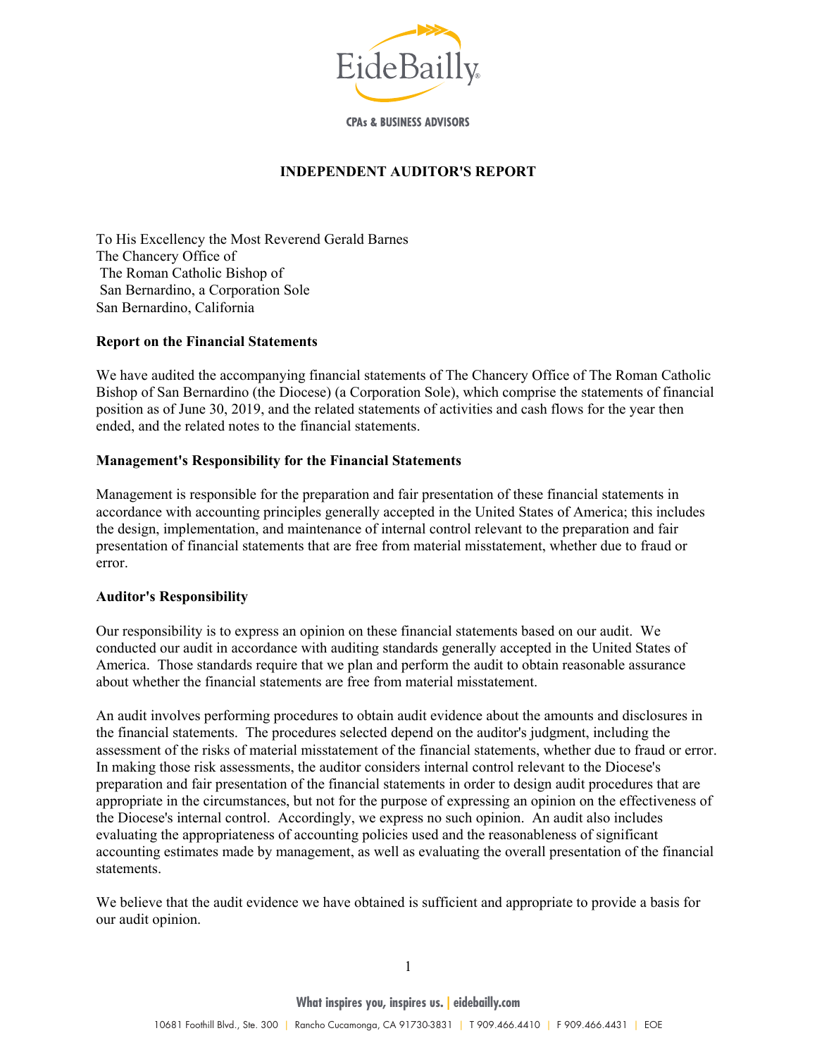# INDEPENDENT AUDITOR'S REPORT

To His Excellency the Most Reverend Gerald Barnes
The Chancery Office of
The Roman Catholic Bishop of
San Bernardino, a Corporation Sole
San Bernardino, California

**Report on the Financial Statements**

We have audited the accompanying financial statements of The Chancery Office of The Roman Catholic Bishop of San Bernardino (the Diocese) (a Corporation Sole), which comprise the statements of financial position as of June 30, 2019, and the related statements of activities and cash flows for the year then ended, and the related notes to the financial statements.

**Management's Responsibility for the Financial Statements**

Management is responsible for the preparation and fair presentation of these financial statements in accordance with accounting principles generally accepted in the United States of America; this includes the design, implementation, and maintenance of internal control relevant to the preparation and fair presentation of financial statements that are free from material misstatement, whether due to fraud or error.

**Auditor's Responsibility**

Our responsibility is to express an opinion on these financial statements based on our audit. We conducted our audit in accordance with auditing standards generally accepted in the United States of America. Those standards require that we plan and perform the audit to obtain reasonable assurance about whether the financial statements are free from material misstatement.

An audit involves performing procedures to obtain audit evidence about the amounts and disclosures in the financial statements. The procedures selected depend on the auditor's judgment, including the assessment of the risks of material misstatement of the financial statements, whether due to fraud or error. In making those risk assessments, the auditor considers internal control relevant to the Diocese's preparation and fair presentation of the financial statements in order to design audit procedures that are appropriate in the circumstances, but not for the purpose of expressing an opinion on the effectiveness of the Diocese's internal control. Accordingly, we express no such opinion. An audit also includes evaluating the appropriateness of accounting policies used and the reasonableness of significant accounting estimates made by management, as well as evaluating the overall presentation of the financial statements.

We believe that the audit evidence we have obtained is sufficient and appropriate to provide a basis for our audit opinion.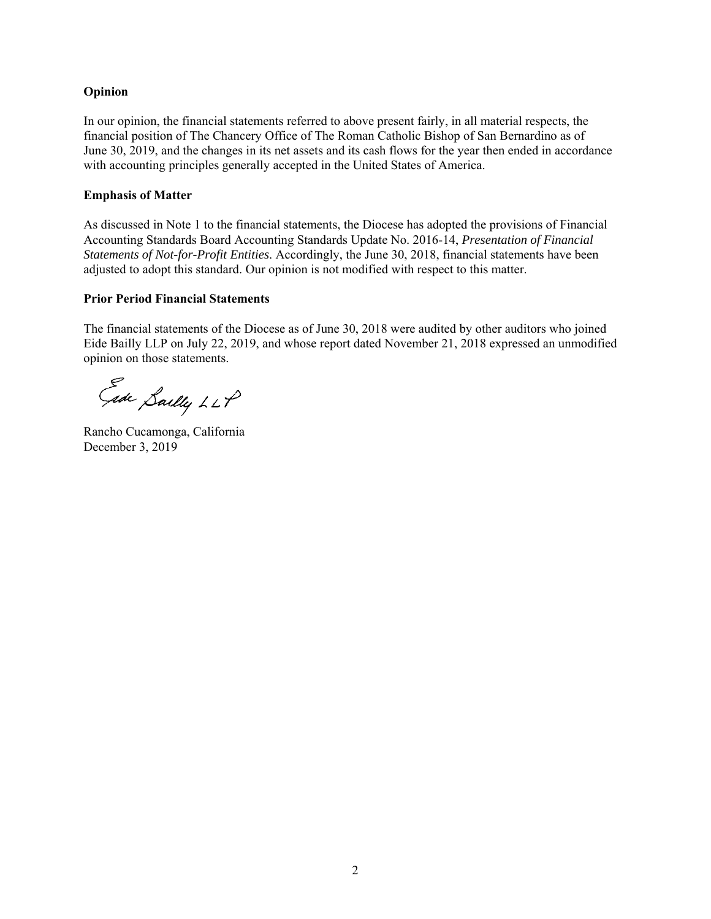**Opinion**

In our opinion, the financial statements referred to above present fairly, in all material respects, the financial position of The Chancery Office of The Roman Catholic Bishop of San Bernardino as of June 30, 2019, and the changes in its net assets and its cash flows for the year then ended in accordance with accounting principles generally accepted in the United States of America.

**Emphasis of Matter**

As discussed in Note 1 to the financial statements, the Diocese has adopted the provisions of Financial Accounting Standards Board Accounting Standards Update No. 2016-14, *Presentation of Financial Statements of Not-for-Profit Entities*. Accordingly, the June 30, 2018, financial statements have been adjusted to adopt this standard. Our opinion is not modified with respect to this matter.

**Prior Period Financial Statements**

The financial statements of the Diocese as of June 30, 2018 were audited by other auditors who joined Eide Bailly LLP on July 22, 2019, and whose report dated November 21, 2018 expressed an unmodified opinion on those statements.

Eide Bailly LLP

Rancho Cucamonga, California
December 3, 2019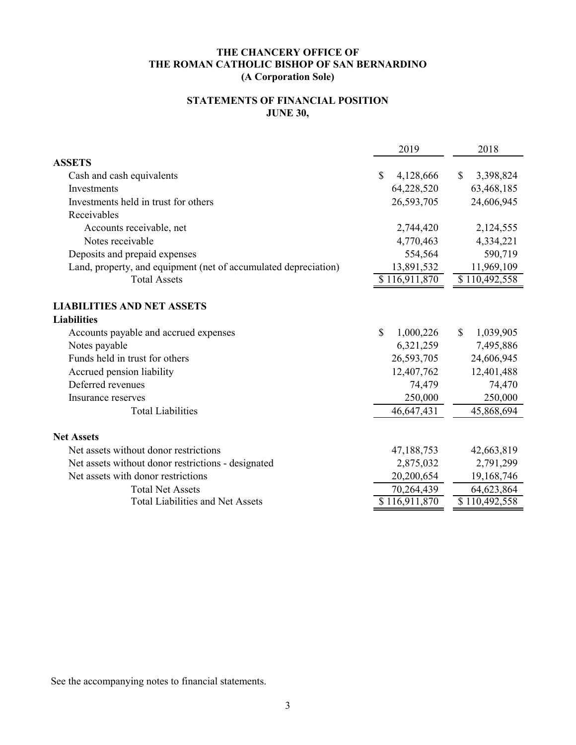**THE CHANCERY OFFICE OF**
**THE ROMAN CATHOLIC BISHOP OF SAN BERNARDINO**
**(A Corporation Sole)**

**STATEMENTS OF FINANCIAL POSITION**
**JUNE 30,**

| | 2019 | 2018 |
|---|---|---|
| **ASSETS** | | |
| Cash and cash equivalents | $ 4,128,666 | $ 3,398,824 |
| Investments | 64,228,520 | 63,468,185 |
| Investments held in trust for others | 26,593,705 | 24,606,945 |
| Receivables | | |
| Accounts receivable, net | 2,744,420 | 2,124,555 |
| Notes receivable | 4,770,463 | 4,334,221 |
| Deposits and prepaid expenses | 554,564 | 590,719 |
| Land, property, and equipment (net of accumulated depreciation) | 13,891,532 | 11,969,109 |
| Total Assets | $ 116,911,870 | $ 110,492,558 |
| | | |
| **LIABILITIES AND NET ASSETS** | | |
| **Liabilities** | | |
| Accounts payable and accrued expenses | $ 1,000,226 | $ 1,039,905 |
| Notes payable | 6,321,259 | 7,495,886 |
| Funds held in trust for others | 26,593,705 | 24,606,945 |
| Accrued pension liability | 12,407,762 | 12,401,488 |
| Deferred revenues | 74,479 | 74,470 |
| Insurance reserves | 250,000 | 250,000 |
| Total Liabilities | 46,647,431 | 45,868,694 |
| | | |
| **Net Assets** | | |
| Net assets without donor restrictions | 47,188,753 | 42,663,819 |
| Net assets without donor restrictions - designated | 2,875,032 | 2,791,299 |
| Net assets with donor restrictions | 20,200,654 | 19,168,746 |
| Total Net Assets | 70,264,439 | 64,623,864 |
| Total Liabilities and Net Assets | $ 116,911,870 | $ 110,492,558 |

See the accompanying notes to financial statements.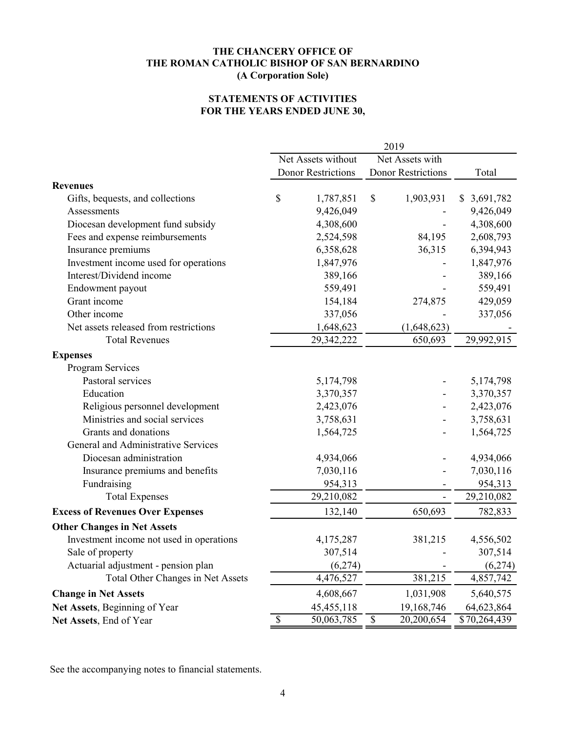**THE CHANCERY OFFICE OF**
**THE ROMAN CATHOLIC BISHOP OF SAN BERNARDINO**
**(A Corporation Sole)**

**STATEMENTS OF ACTIVITIES**
**FOR THE YEARS ENDED JUNE 30,**

| | 2019 | | |
|---|---|---|---|
| | Net Assets without Donor Restrictions | Net Assets with Donor Restrictions | Total |
| **Revenues** | | | |
| Gifts, bequests, and collections | $ 1,787,851 | $ 1,903,931 | $ 3,691,782 |
| Assessments | 9,426,049 | - | 9,426,049 |
| Diocesan development fund subsidy | 4,308,600 | - | 4,308,600 |
| Fees and expense reimbursements | 2,524,598 | 84,195 | 2,608,793 |
| Insurance premiums | 6,358,628 | 36,315 | 6,394,943 |
| Investment income used for operations | 1,847,976 | - | 1,847,976 |
| Interest/Dividend income | 389,166 | - | 389,166 |
| Endowment payout | 559,491 | - | 559,491 |
| Grant income | 154,184 | 274,875 | 429,059 |
| Other income | 337,056 | - | 337,056 |
| Net assets released from restrictions | 1,648,623 | (1,648,623) | - |
| Total Revenues | 29,342,222 | 650,693 | 29,992,915 |
| **Expenses** | | | |
| Program Services | | | |
| Pastoral services | 5,174,798 | - | 5,174,798 |
| Education | 3,370,357 | - | 3,370,357 |
| Religious personnel development | 2,423,076 | - | 2,423,076 |
| Ministries and social services | 3,758,631 | - | 3,758,631 |
| Grants and donations | 1,564,725 | - | 1,564,725 |
| General and Administrative Services | | | |
| Diocesan administration | 4,934,066 | - | 4,934,066 |
| Insurance premiums and benefits | 7,030,116 | - | 7,030,116 |
| Fundraising | 954,313 | - | 954,313 |
| Total Expenses | 29,210,082 | - | 29,210,082 |
| **Excess of Revenues Over Expenses** | 132,140 | 650,693 | 782,833 |
| **Other Changes in Net Assets** | | | |
| Investment income not used in operations | 4,175,287 | 381,215 | 4,556,502 |
| Sale of property | 307,514 | - | 307,514 |
| Actuarial adjustment - pension plan | (6,274) | - | (6,274) |
| Total Other Changes in Net Assets | 4,476,527 | 381,215 | 4,857,742 |
| **Change in Net Assets** | 4,608,667 | 1,031,908 | 5,640,575 |
| **Net Assets**, Beginning of Year | 45,455,118 | 19,168,746 | 64,623,864 |
| **Net Assets**, End of Year | $ 50,063,785 | $ 20,200,654 | $ 70,264,439 |

See the accompanying notes to financial statements.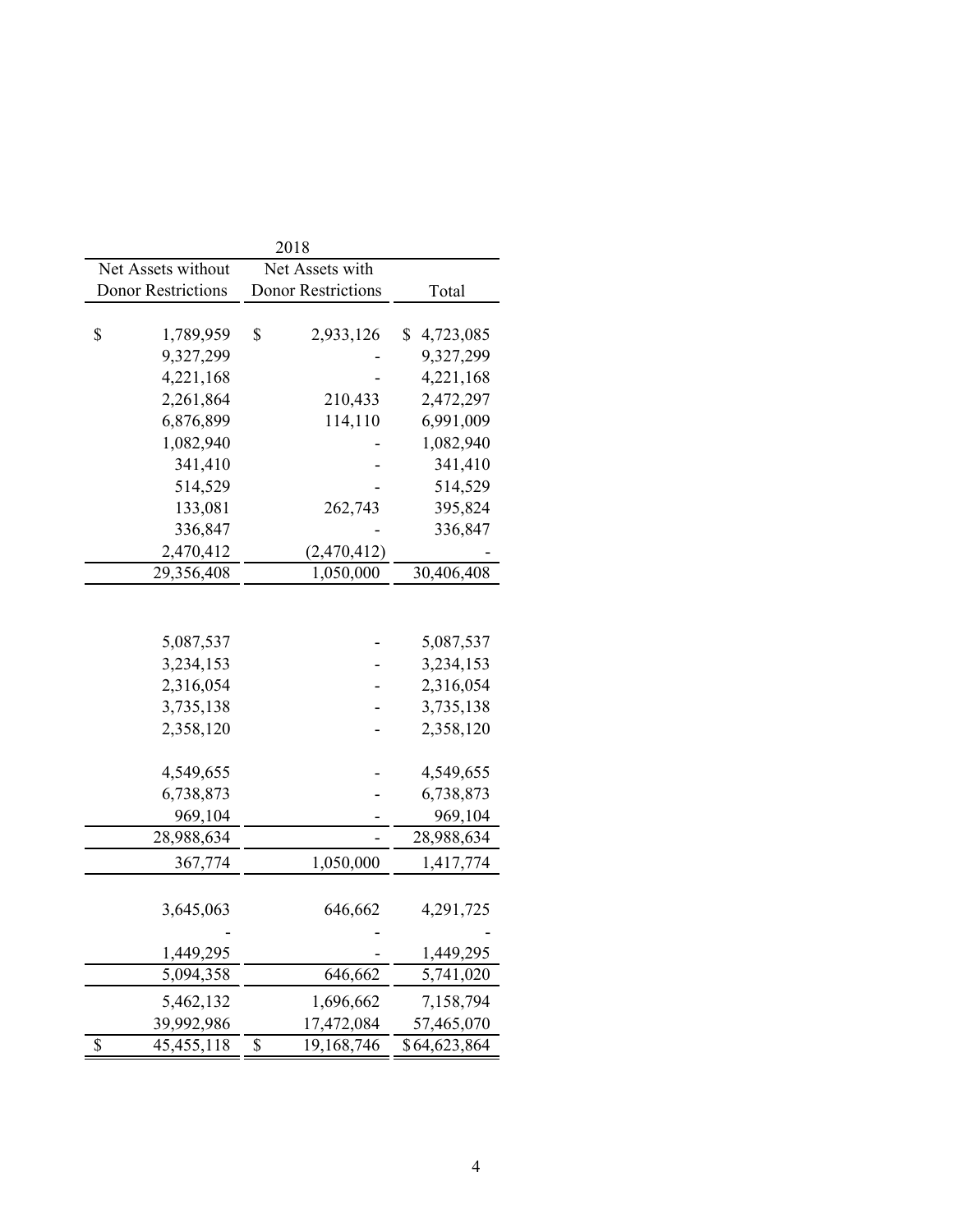| 2018 | | |
|---|---|---|
| Net Assets without Donor Restrictions | Net Assets with Donor Restrictions | Total |
| $ 1,789,959 | $ 2,933,126 | $ 4,723,085 |
| 9,327,299 | - | 9,327,299 |
| 4,221,168 | - | 4,221,168 |
| 2,261,864 | 210,433 | 2,472,297 |
| 6,876,899 | 114,110 | 6,991,009 |
| 1,082,940 | - | 1,082,940 |
| 341,410 | - | 341,410 |
| 514,529 | - | 514,529 |
| 133,081 | 262,743 | 395,824 |
| 336,847 | - | 336,847 |
| 2,470,412 | (2,470,412) | - |
| 29,356,408 | 1,050,000 | 30,406,408 |
| | | |
| 5,087,537 | - | 5,087,537 |
| 3,234,153 | - | 3,234,153 |
| 2,316,054 | - | 2,316,054 |
| 3,735,138 | - | 3,735,138 |
| 2,358,120 | - | 2,358,120 |
| | | |
| 4,549,655 | - | 4,549,655 |
| 6,738,873 | - | 6,738,873 |
| 969,104 | - | 969,104 |
| 28,988,634 | - | 28,988,634 |
| 367,774 | 1,050,000 | 1,417,774 |
| | | |
| 3,645,063 | 646,662 | 4,291,725 |
| - | - | - |
| 1,449,295 | - | 1,449,295 |
| 5,094,358 | 646,662 | 5,741,020 |
| 5,462,132 | 1,696,662 | 7,158,794 |
| 39,992,986 | 17,472,084 | 57,465,070 |
| $ 45,455,118 | $ 19,168,746 | $ 64,623,864 |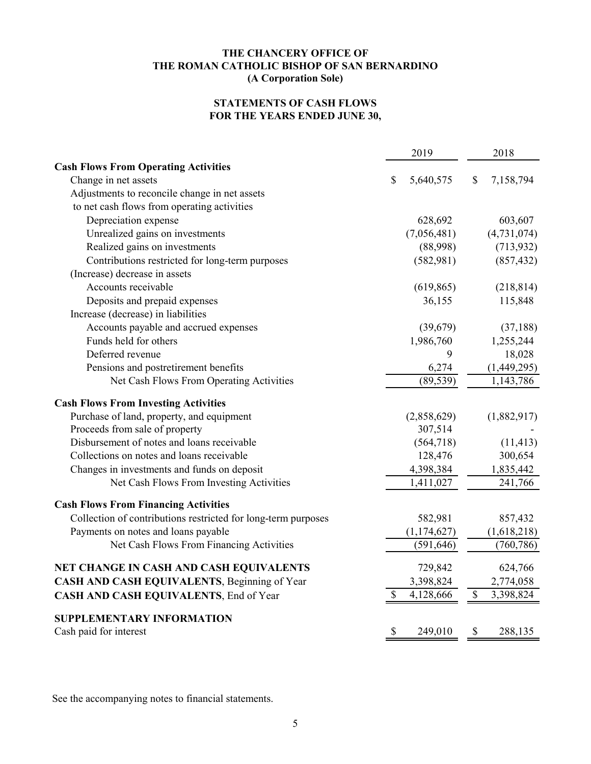**THE CHANCERY OFFICE OF**
**THE ROMAN CATHOLIC BISHOP OF SAN BERNARDINO**
**(A Corporation Sole)**

**STATEMENTS OF CASH FLOWS**
**FOR THE YEARS ENDED JUNE 30,**

| | 2019 | 2018 |
|---|---|---|
| **Cash Flows From Operating Activities** | | |
| Change in net assets | $ 5,640,575 | $ 7,158,794 |
| Adjustments to reconcile change in net assets to net cash flows from operating activities | | |
| Depreciation expense | 628,692 | 603,607 |
| Unrealized gains on investments | (7,056,481) | (4,731,074) |
| Realized gains on investments | (88,998) | (713,932) |
| Contributions restricted for long-term purposes | (582,981) | (857,432) |
| (Increase) decrease in assets | | |
| Accounts receivable | (619,865) | (218,814) |
| Deposits and prepaid expenses | 36,155 | 115,848 |
| Increase (decrease) in liabilities | | |
| Accounts payable and accrued expenses | (39,679) | (37,188) |
| Funds held for others | 1,986,760 | 1,255,244 |
| Deferred revenue | 9 | 18,028 |
| Pensions and postretirement benefits | 6,274 | (1,449,295) |
| Net Cash Flows From Operating Activities | (89,539) | 1,143,786 |
| **Cash Flows From Investing Activities** | | |
| Purchase of land, property, and equipment | (2,858,629) | (1,882,917) |
| Proceeds from sale of property | 307,514 | - |
| Disbursement of notes and loans receivable | (564,718) | (11,413) |
| Collections on notes and loans receivable | 128,476 | 300,654 |
| Changes in investments and funds on deposit | 4,398,384 | 1,835,442 |
| Net Cash Flows From Investing Activities | 1,411,027 | 241,766 |
| **Cash Flows From Financing Activities** | | |
| Collection of contributions restricted for long-term purposes | 582,981 | 857,432 |
| Payments on notes and loans payable | (1,174,627) | (1,618,218) |
| Net Cash Flows From Financing Activities | (591,646) | (760,786) |
| **NET CHANGE IN CASH AND CASH EQUIVALENTS** | 729,842 | 624,766 |
| **CASH AND CASH EQUIVALENTS**, Beginning of Year | 3,398,824 | 2,774,058 |
| **CASH AND CASH EQUIVALENTS**, End of Year | $ 4,128,666 | $ 3,398,824 |
| **SUPPLEMENTARY INFORMATION** | | |
| Cash paid for interest | $ 249,010 | $ 288,135 |

See the accompanying notes to financial statements.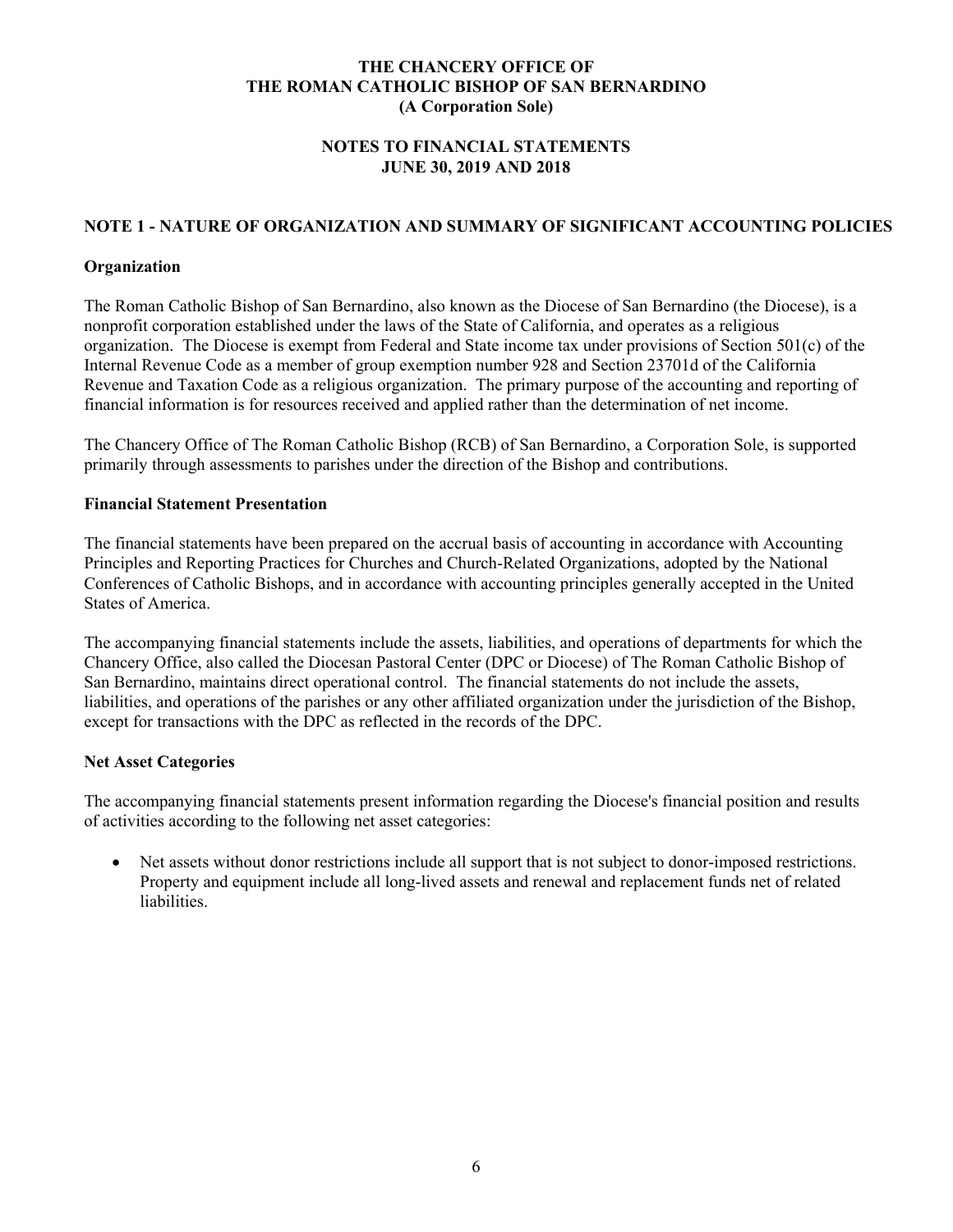**THE CHANCERY OFFICE OF**
**THE ROMAN CATHOLIC BISHOP OF SAN BERNARDINO**
**(A Corporation Sole)**

**NOTES TO FINANCIAL STATEMENTS**
**JUNE 30, 2019 AND 2018**

## NOTE 1 - NATURE OF ORGANIZATION AND SUMMARY OF SIGNIFICANT ACCOUNTING POLICIES

### Organization

The Roman Catholic Bishop of San Bernardino, also known as the Diocese of San Bernardino (the Diocese), is a nonprofit corporation established under the laws of the State of California, and operates as a religious organization. The Diocese is exempt from Federal and State income tax under provisions of Section 501(c) of the Internal Revenue Code as a member of group exemption number 928 and Section 23701d of the California Revenue and Taxation Code as a religious organization. The primary purpose of the accounting and reporting of financial information is for resources received and applied rather than the determination of net income.

The Chancery Office of The Roman Catholic Bishop (RCB) of San Bernardino, a Corporation Sole, is supported primarily through assessments to parishes under the direction of the Bishop and contributions.

### Financial Statement Presentation

The financial statements have been prepared on the accrual basis of accounting in accordance with Accounting Principles and Reporting Practices for Churches and Church-Related Organizations, adopted by the National Conferences of Catholic Bishops, and in accordance with accounting principles generally accepted in the United States of America.

The accompanying financial statements include the assets, liabilities, and operations of departments for which the Chancery Office, also called the Diocesan Pastoral Center (DPC or Diocese) of The Roman Catholic Bishop of San Bernardino, maintains direct operational control. The financial statements do not include the assets, liabilities, and operations of the parishes or any other affiliated organization under the jurisdiction of the Bishop, except for transactions with the DPC as reflected in the records of the DPC.

### Net Asset Categories

The accompanying financial statements present information regarding the Diocese's financial position and results of activities according to the following net asset categories:

- Net assets without donor restrictions include all support that is not subject to donor-imposed restrictions. Property and equipment include all long-lived assets and renewal and replacement funds net of related liabilities.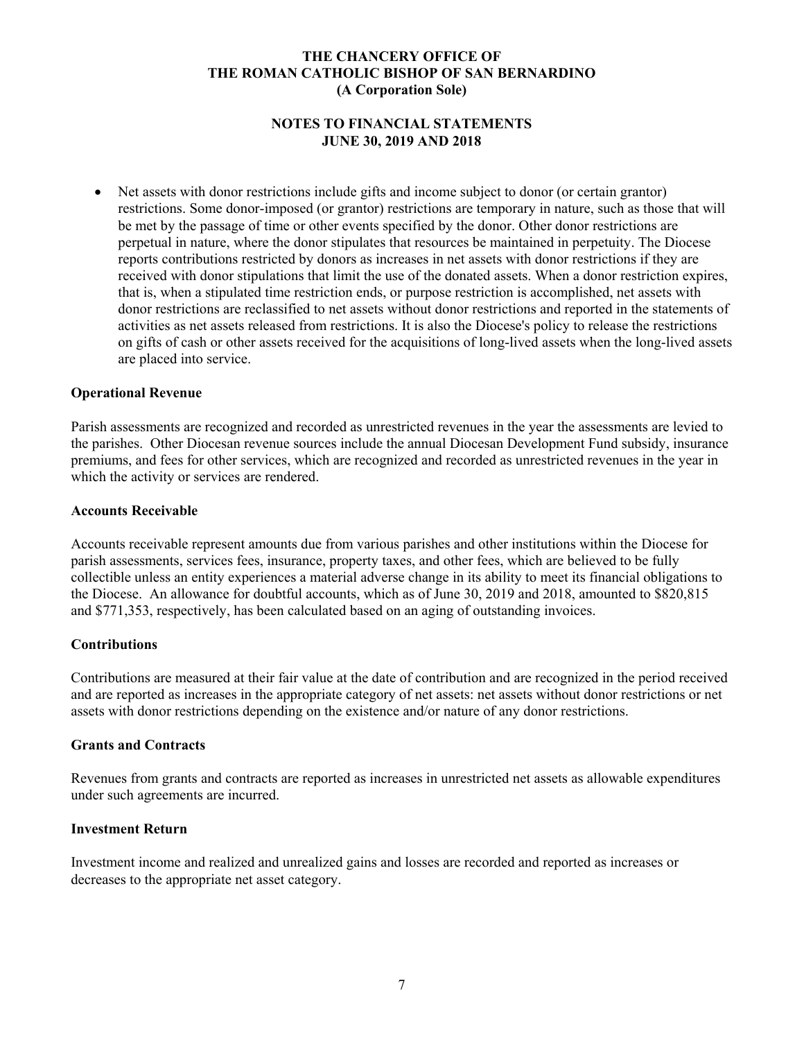- Net assets with donor restrictions include gifts and income subject to donor (or certain grantor) restrictions. Some donor-imposed (or grantor) restrictions are temporary in nature, such as those that will be met by the passage of time or other events specified by the donor. Other donor restrictions are perpetual in nature, where the donor stipulates that resources be maintained in perpetuity. The Diocese reports contributions restricted by donors as increases in net assets with donor restrictions if they are received with donor stipulations that limit the use of the donated assets. When a donor restriction expires, that is, when a stipulated time restriction ends, or purpose restriction is accomplished, net assets with donor restrictions are reclassified to net assets without donor restrictions and reported in the statements of activities as net assets released from restrictions. It is also the Diocese's policy to release the restrictions on gifts of cash or other assets received for the acquisitions of long-lived assets when the long-lived assets are placed into service.

**Operational Revenue**

Parish assessments are recognized and recorded as unrestricted revenues in the year the assessments are levied to the parishes. Other Diocesan revenue sources include the annual Diocesan Development Fund subsidy, insurance premiums, and fees for other services, which are recognized and recorded as unrestricted revenues in the year in which the activity or services are rendered.

**Accounts Receivable**

Accounts receivable represent amounts due from various parishes and other institutions within the Diocese for parish assessments, services fees, insurance, property taxes, and other fees, which are believed to be fully collectible unless an entity experiences a material adverse change in its ability to meet its financial obligations to the Diocese. An allowance for doubtful accounts, which as of June 30, 2019 and 2018, amounted to $820,815 and $771,353, respectively, has been calculated based on an aging of outstanding invoices.

**Contributions**

Contributions are measured at their fair value at the date of contribution and are recognized in the period received and are reported as increases in the appropriate category of net assets: net assets without donor restrictions or net assets with donor restrictions depending on the existence and/or nature of any donor restrictions.

**Grants and Contracts**

Revenues from grants and contracts are reported as increases in unrestricted net assets as allowable expenditures under such agreements are incurred.

**Investment Return**

Investment income and realized and unrealized gains and losses are recorded and reported as increases or decreases to the appropriate net asset category.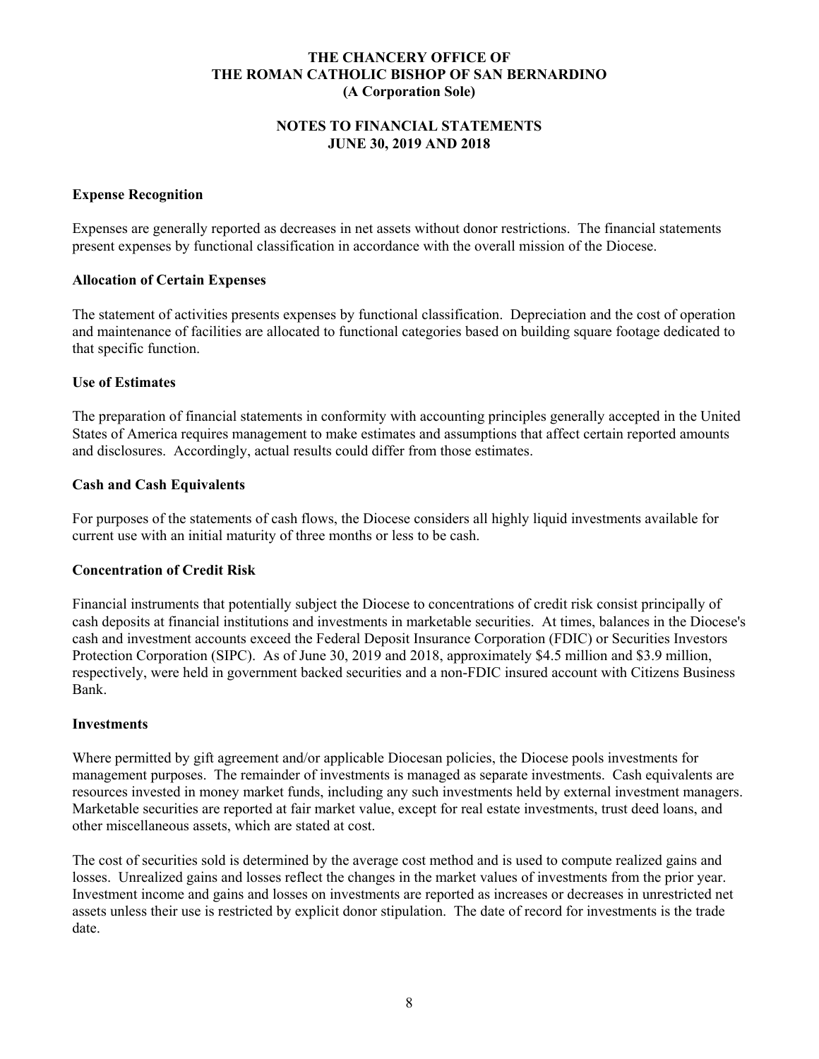**Expense Recognition**

Expenses are generally reported as decreases in net assets without donor restrictions. The financial statements present expenses by functional classification in accordance with the overall mission of the Diocese.

**Allocation of Certain Expenses**

The statement of activities presents expenses by functional classification. Depreciation and the cost of operation and maintenance of facilities are allocated to functional categories based on building square footage dedicated to that specific function.

**Use of Estimates**

The preparation of financial statements in conformity with accounting principles generally accepted in the United States of America requires management to make estimates and assumptions that affect certain reported amounts and disclosures. Accordingly, actual results could differ from those estimates.

**Cash and Cash Equivalents**

For purposes of the statements of cash flows, the Diocese considers all highly liquid investments available for current use with an initial maturity of three months or less to be cash.

**Concentration of Credit Risk**

Financial instruments that potentially subject the Diocese to concentrations of credit risk consist principally of cash deposits at financial institutions and investments in marketable securities. At times, balances in the Diocese's cash and investment accounts exceed the Federal Deposit Insurance Corporation (FDIC) or Securities Investors Protection Corporation (SIPC). As of June 30, 2019 and 2018, approximately $4.5 million and $3.9 million, respectively, were held in government backed securities and a non-FDIC insured account with Citizens Business Bank.

**Investments**

Where permitted by gift agreement and/or applicable Diocesan policies, the Diocese pools investments for management purposes. The remainder of investments is managed as separate investments. Cash equivalents are resources invested in money market funds, including any such investments held by external investment managers. Marketable securities are reported at fair market value, except for real estate investments, trust deed loans, and other miscellaneous assets, which are stated at cost.

The cost of securities sold is determined by the average cost method and is used to compute realized gains and losses. Unrealized gains and losses reflect the changes in the market values of investments from the prior year. Investment income and gains and losses on investments are reported as increases or decreases in unrestricted net assets unless their use is restricted by explicit donor stipulation. The date of record for investments is the trade date.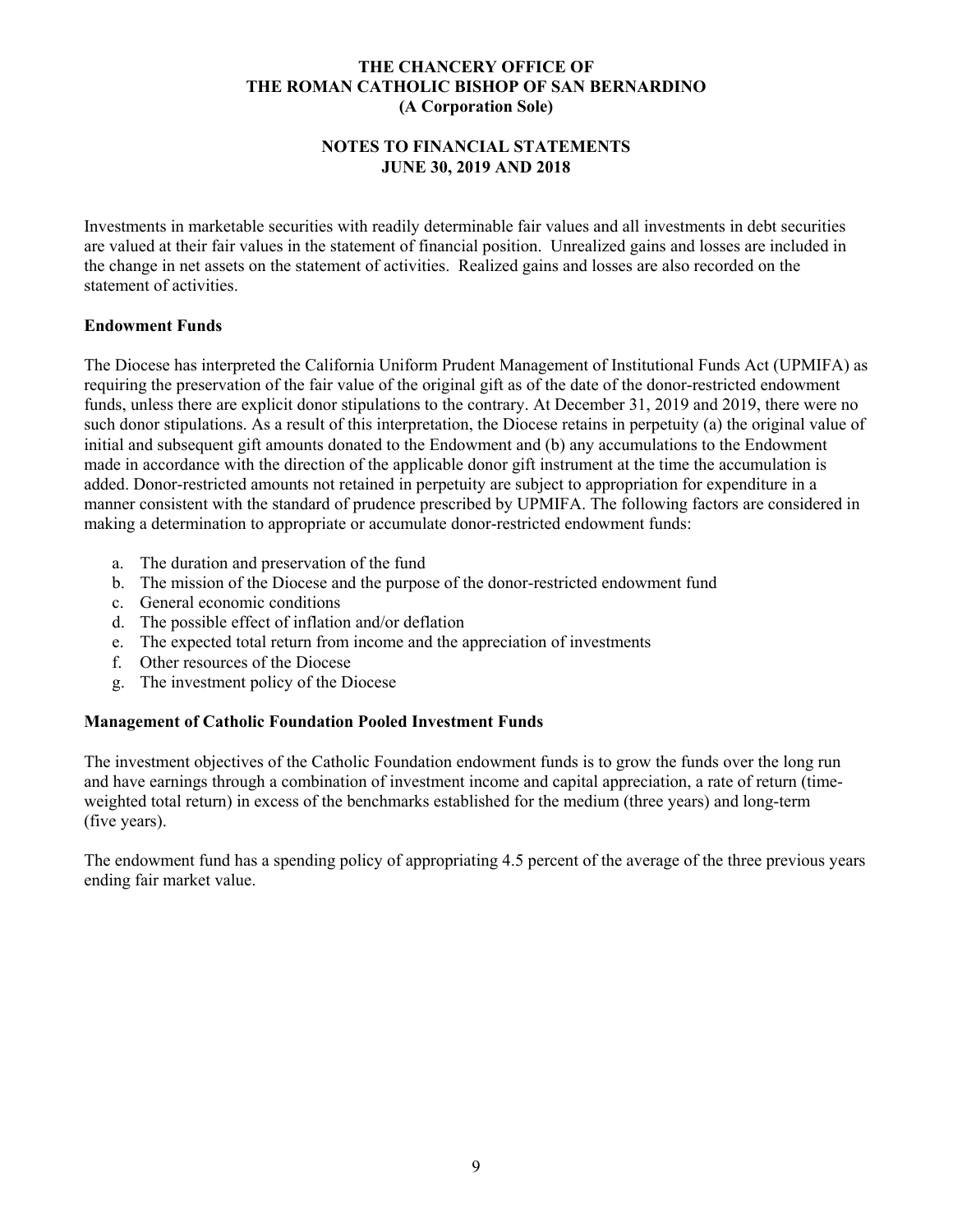Investments in marketable securities with readily determinable fair values and all investments in debt securities are valued at their fair values in the statement of financial position. Unrealized gains and losses are included in the change in net assets on the statement of activities. Realized gains and losses are also recorded on the statement of activities.

**Endowment Funds**

The Diocese has interpreted the California Uniform Prudent Management of Institutional Funds Act (UPMIFA) as requiring the preservation of the fair value of the original gift as of the date of the donor-restricted endowment funds, unless there are explicit donor stipulations to the contrary. At December 31, 2019 and 2019, there were no such donor stipulations. As a result of this interpretation, the Diocese retains in perpetuity (a) the original value of initial and subsequent gift amounts donated to the Endowment and (b) any accumulations to the Endowment made in accordance with the direction of the applicable donor gift instrument at the time the accumulation is added. Donor-restricted amounts not retained in perpetuity are subject to appropriation for expenditure in a manner consistent with the standard of prudence prescribed by UPMIFA. The following factors are considered in making a determination to appropriate or accumulate donor-restricted endowment funds:

a. The duration and preservation of the fund
b. The mission of the Diocese and the purpose of the donor-restricted endowment fund
c. General economic conditions
d. The possible effect of inflation and/or deflation
e. The expected total return from income and the appreciation of investments
f. Other resources of the Diocese
g. The investment policy of the Diocese

**Management of Catholic Foundation Pooled Investment Funds**

The investment objectives of the Catholic Foundation endowment funds is to grow the funds over the long run and have earnings through a combination of investment income and capital appreciation, a rate of return (time-weighted total return) in excess of the benchmarks established for the medium (three years) and long-term (five years).

The endowment fund has a spending policy of appropriating 4.5 percent of the average of the three previous years ending fair market value.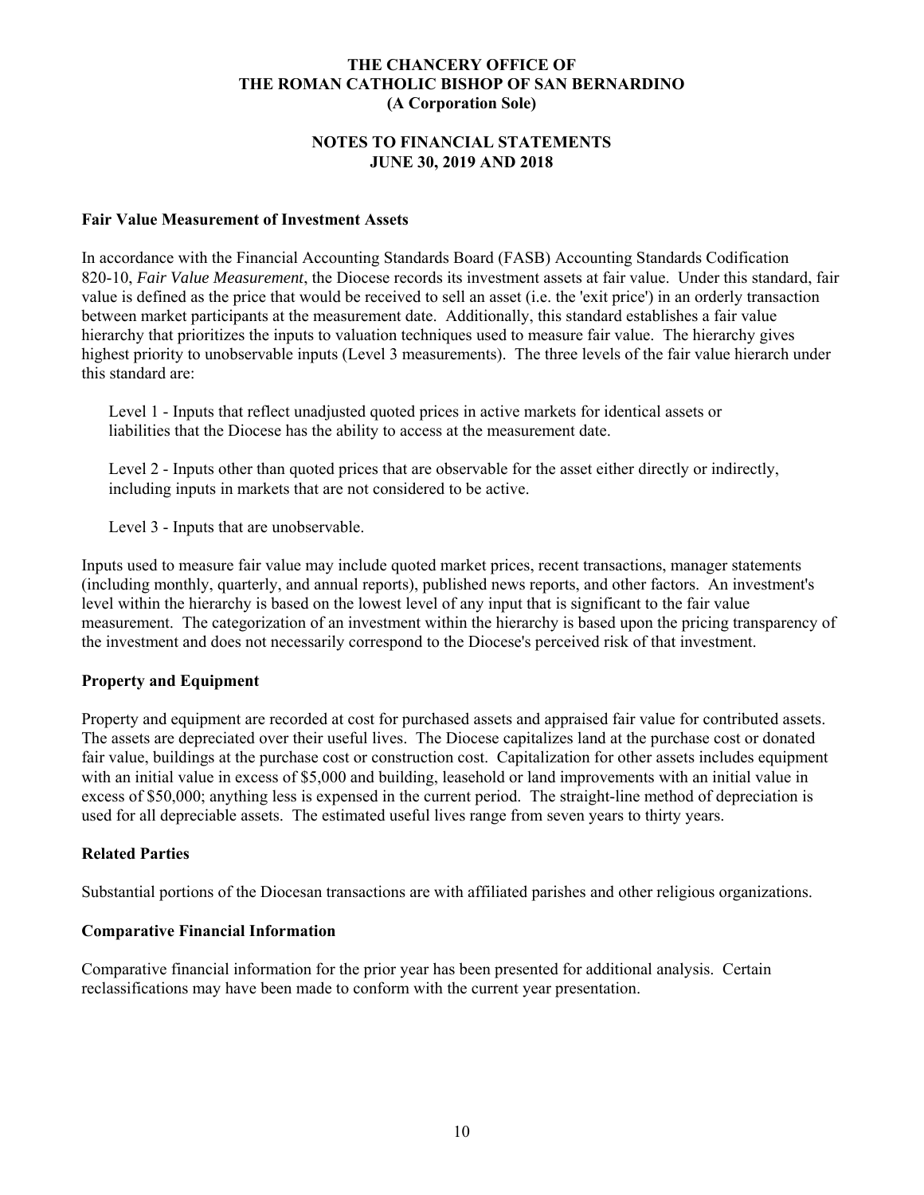# THE CHANCERY OFFICE OF THE ROMAN CATHOLIC BISHOP OF SAN BERNARDINO (A Corporation Sole)

## NOTES TO FINANCIAL STATEMENTS JUNE 30, 2019 AND 2018

### Fair Value Measurement of Investment Assets

In accordance with the Financial Accounting Standards Board (FASB) Accounting Standards Codification 820-10, *Fair Value Measurement*, the Diocese records its investment assets at fair value. Under this standard, fair value is defined as the price that would be received to sell an asset (i.e. the 'exit price') in an orderly transaction between market participants at the measurement date. Additionally, this standard establishes a fair value hierarchy that prioritizes the inputs to valuation techniques used to measure fair value. The hierarchy gives highest priority to unobservable inputs (Level 3 measurements). The three levels of the fair value hierarch under this standard are:

Level 1 - Inputs that reflect unadjusted quoted prices in active markets for identical assets or liabilities that the Diocese has the ability to access at the measurement date.

Level 2 - Inputs other than quoted prices that are observable for the asset either directly or indirectly, including inputs in markets that are not considered to be active.

Level 3 - Inputs that are unobservable.

Inputs used to measure fair value may include quoted market prices, recent transactions, manager statements (including monthly, quarterly, and annual reports), published news reports, and other factors. An investment's level within the hierarchy is based on the lowest level of any input that is significant to the fair value measurement. The categorization of an investment within the hierarchy is based upon the pricing transparency of the investment and does not necessarily correspond to the Diocese's perceived risk of that investment.

### Property and Equipment

Property and equipment are recorded at cost for purchased assets and appraised fair value for contributed assets. The assets are depreciated over their useful lives. The Diocese capitalizes land at the purchase cost or donated fair value, buildings at the purchase cost or construction cost. Capitalization for other assets includes equipment with an initial value in excess of $5,000 and building, leasehold or land improvements with an initial value in excess of $50,000; anything less is expensed in the current period. The straight-line method of depreciation is used for all depreciable assets. The estimated useful lives range from seven years to thirty years.

### Related Parties

Substantial portions of the Diocesan transactions are with affiliated parishes and other religious organizations.

### Comparative Financial Information

Comparative financial information for the prior year has been presented for additional analysis. Certain reclassifications may have been made to conform with the current year presentation.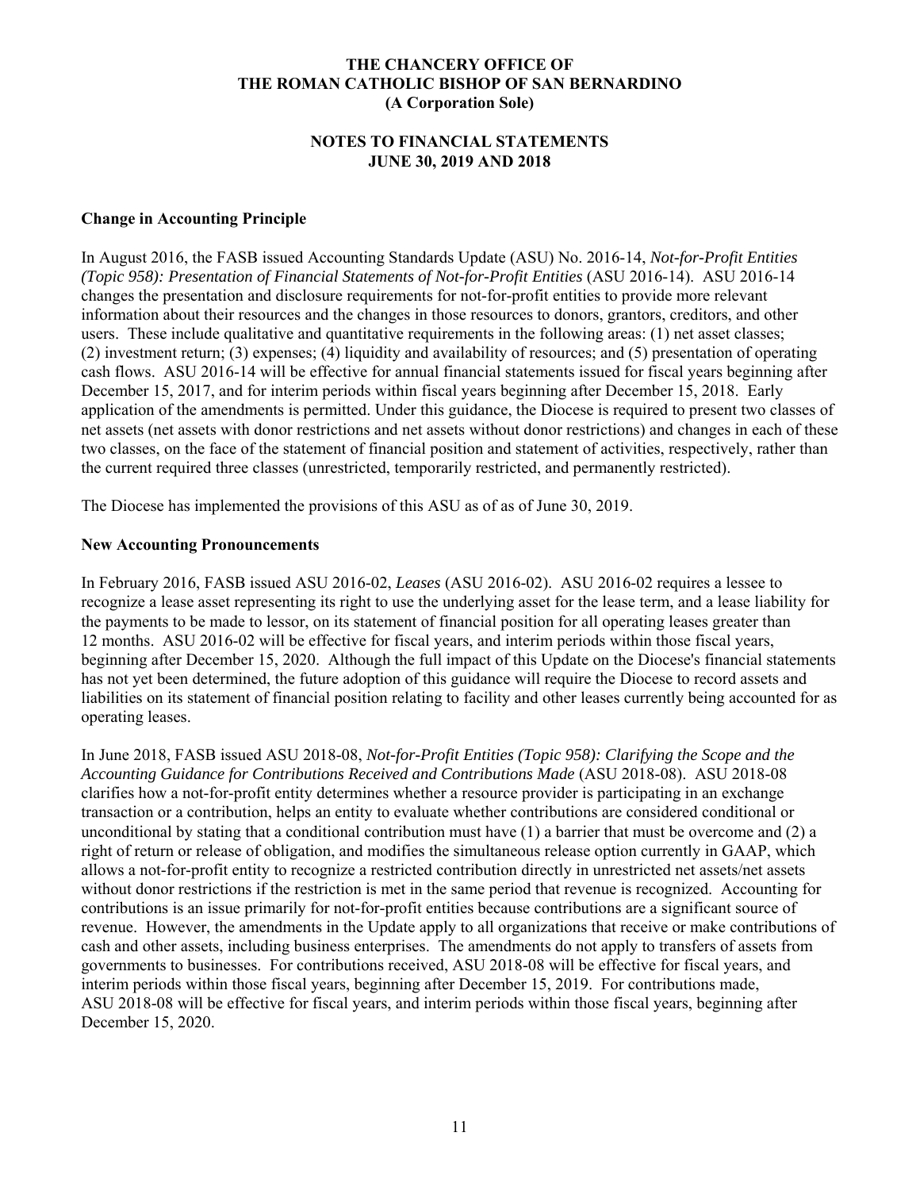## Change in Accounting Principle

In August 2016, the FASB issued Accounting Standards Update (ASU) No. 2016-14, *Not-for-Profit Entities (Topic 958): Presentation of Financial Statements of Not-for-Profit Entities* (ASU 2016-14). ASU 2016-14 changes the presentation and disclosure requirements for not-for-profit entities to provide more relevant information about their resources and the changes in those resources to donors, grantors, creditors, and other users. These include qualitative and quantitative requirements in the following areas: (1) net asset classes; (2) investment return; (3) expenses; (4) liquidity and availability of resources; and (5) presentation of operating cash flows. ASU 2016-14 will be effective for annual financial statements issued for fiscal years beginning after December 15, 2017, and for interim periods within fiscal years beginning after December 15, 2018. Early application of the amendments is permitted. Under this guidance, the Diocese is required to present two classes of net assets (net assets with donor restrictions and net assets without donor restrictions) and changes in each of these two classes, on the face of the statement of financial position and statement of activities, respectively, rather than the current required three classes (unrestricted, temporarily restricted, and permanently restricted).

The Diocese has implemented the provisions of this ASU as of as of June 30, 2019.

## New Accounting Pronouncements

In February 2016, FASB issued ASU 2016-02, *Leases* (ASU 2016-02). ASU 2016-02 requires a lessee to recognize a lease asset representing its right to use the underlying asset for the lease term, and a lease liability for the payments to be made to lessor, on its statement of financial position for all operating leases greater than 12 months. ASU 2016-02 will be effective for fiscal years, and interim periods within those fiscal years, beginning after December 15, 2020. Although the full impact of this Update on the Diocese's financial statements has not yet been determined, the future adoption of this guidance will require the Diocese to record assets and liabilities on its statement of financial position relating to facility and other leases currently being accounted for as operating leases.

In June 2018, FASB issued ASU 2018-08, *Not-for-Profit Entities (Topic 958): Clarifying the Scope and the Accounting Guidance for Contributions Received and Contributions Made* (ASU 2018-08). ASU 2018-08 clarifies how a not-for-profit entity determines whether a resource provider is participating in an exchange transaction or a contribution, helps an entity to evaluate whether contributions are considered conditional or unconditional by stating that a conditional contribution must have (1) a barrier that must be overcome and (2) a right of return or release of obligation, and modifies the simultaneous release option currently in GAAP, which allows a not-for-profit entity to recognize a restricted contribution directly in unrestricted net assets/net assets without donor restrictions if the restriction is met in the same period that revenue is recognized. Accounting for contributions is an issue primarily for not-for-profit entities because contributions are a significant source of revenue. However, the amendments in the Update apply to all organizations that receive or make contributions of cash and other assets, including business enterprises. The amendments do not apply to transfers of assets from governments to businesses. For contributions received, ASU 2018-08 will be effective for fiscal years, and interim periods within those fiscal years, beginning after December 15, 2019. For contributions made, ASU 2018-08 will be effective for fiscal years, and interim periods within those fiscal years, beginning after December 15, 2020.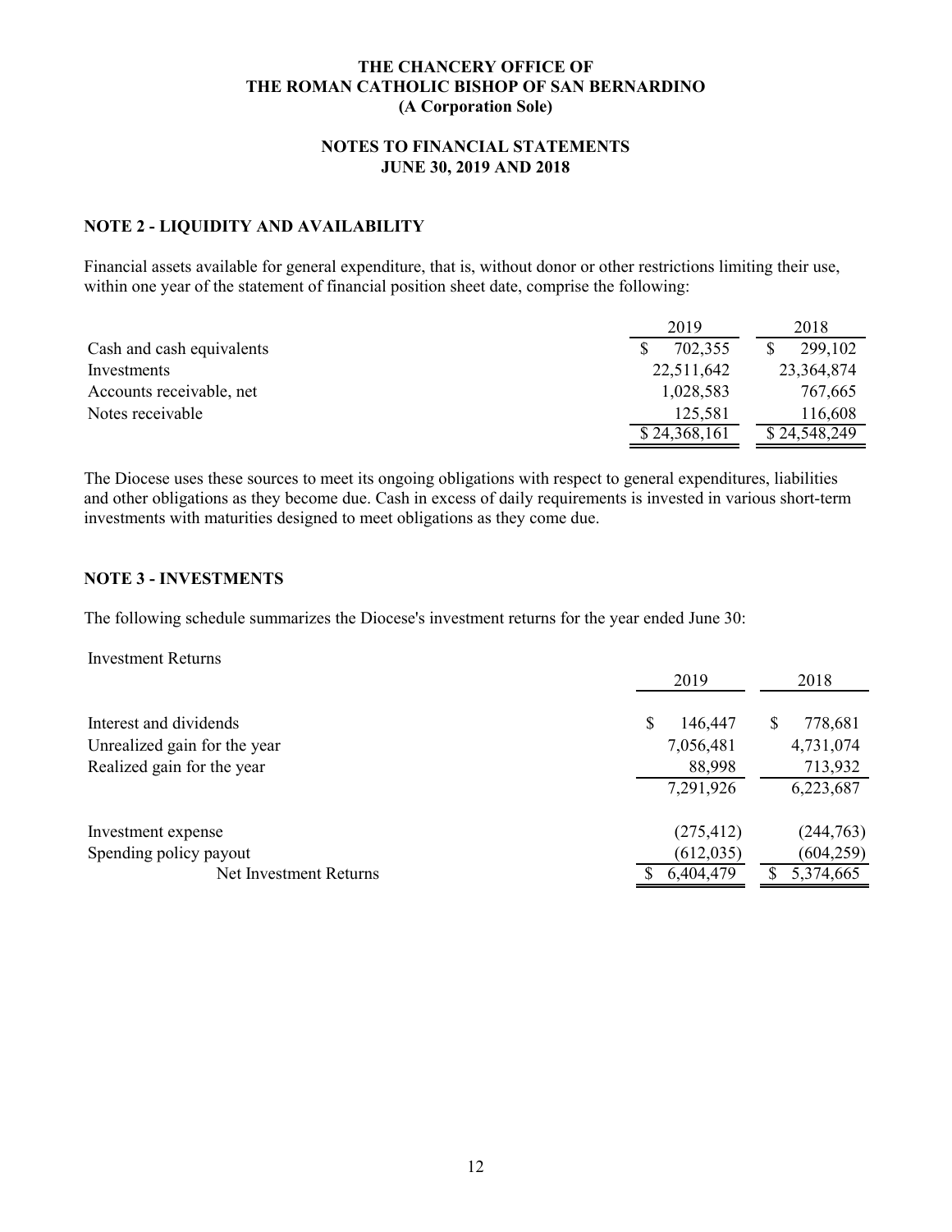# THE CHANCERY OFFICE OF THE ROMAN CATHOLIC BISHOP OF SAN BERNARDINO (A Corporation Sole)

## NOTES TO FINANCIAL STATEMENTS JUNE 30, 2019 AND 2018

### NOTE 2 - LIQUIDITY AND AVAILABILITY

Financial assets available for general expenditure, that is, without donor or other restrictions limiting their use, within one year of the statement of financial position sheet date, comprise the following:

| | 2019 | 2018 |
|---|---|---|
| Cash and cash equivalents | $ 702,355 | $ 299,102 |
| Investments | 22,511,642 | 23,364,874 |
| Accounts receivable, net | 1,028,583 | 767,665 |
| Notes receivable | 125,581 | 116,608 |
| | $ 24,368,161 | $ 24,548,249 |

The Diocese uses these sources to meet its ongoing obligations with respect to general expenditures, liabilities and other obligations as they become due. Cash in excess of daily requirements is invested in various short-term investments with maturities designed to meet obligations as they come due.

### NOTE 3 - INVESTMENTS

The following schedule summarizes the Diocese's investment returns for the year ended June 30:

| Investment Returns | 2019 | 2018 |
|---|---|---|
| Interest and dividends | $ 146,447 | $ 778,681 |
| Unrealized gain for the year | 7,056,481 | 4,731,074 |
| Realized gain for the year | 88,998 | 713,932 |
| | 7,291,926 | 6,223,687 |
| Investment expense | (275,412) | (244,763) |
| Spending policy payout | (612,035) | (604,259) |
| Net Investment Returns | $ 6,404,479 | $ 5,374,665 |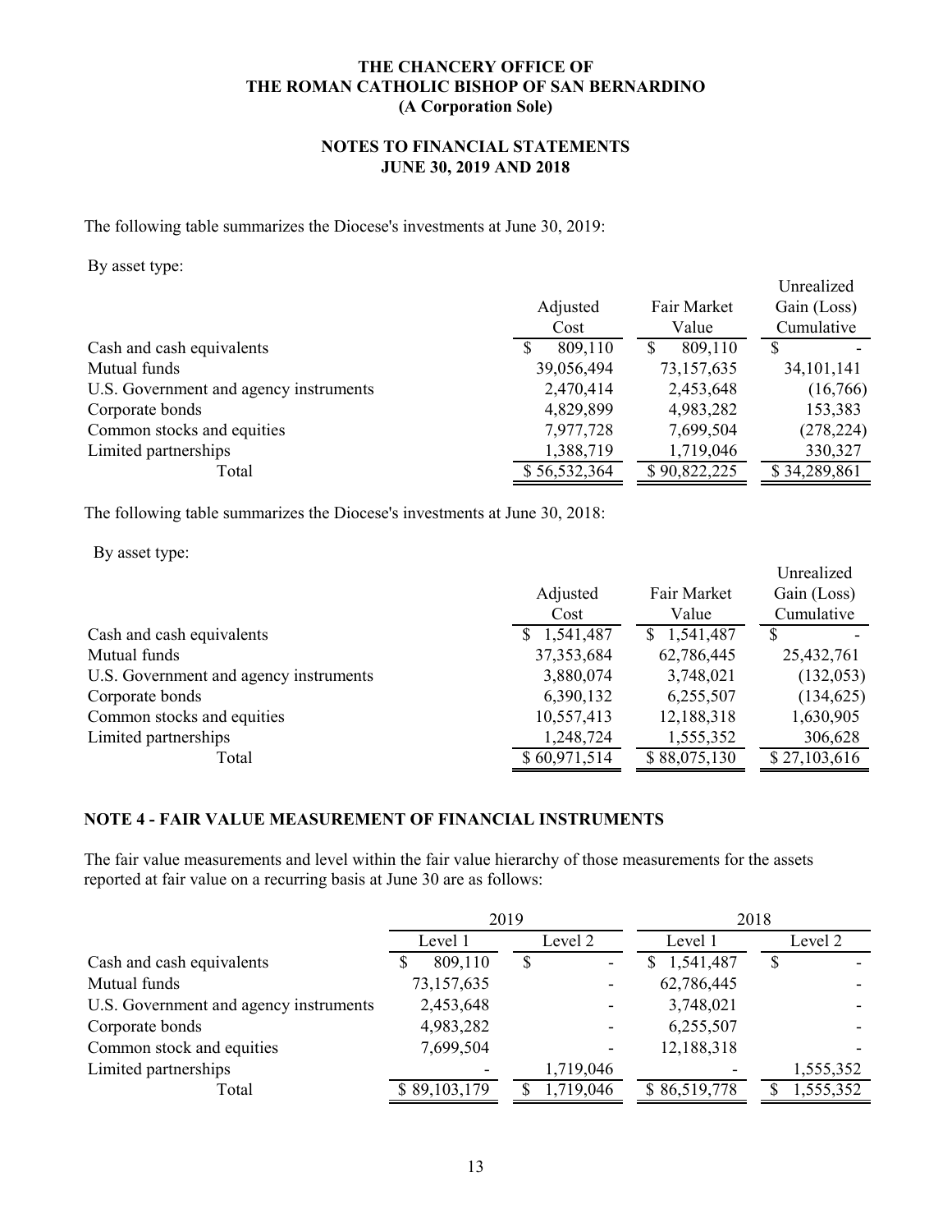**THE CHANCERY OFFICE OF**
**THE ROMAN CATHOLIC BISHOP OF SAN BERNARDINO**
**(A Corporation Sole)**

**NOTES TO FINANCIAL STATEMENTS**
**JUNE 30, 2019 AND 2018**

The following table summarizes the Diocese's investments at June 30, 2019:

By asset type:

| | Adjusted Cost | Fair Market Value | Unrealized Gain (Loss) Cumulative |
|---|---|---|---|
| Cash and cash equivalents | $ 809,110 | $ 809,110 | $ - |
| Mutual funds | 39,056,494 | 73,157,635 | 34,101,141 |
| U.S. Government and agency instruments | 2,470,414 | 2,453,648 | (16,766) |
| Corporate bonds | 4,829,899 | 4,983,282 | 153,383 |
| Common stocks and equities | 7,977,728 | 7,699,504 | (278,224) |
| Limited partnerships | 1,388,719 | 1,719,046 | 330,327 |
| Total | $ 56,532,364 | $ 90,822,225 | $ 34,289,861 |

The following table summarizes the Diocese's investments at June 30, 2018:

By asset type:

| | Adjusted Cost | Fair Market Value | Unrealized Gain (Loss) Cumulative |
|---|---|---|---|
| Cash and cash equivalents | $ 1,541,487 | $ 1,541,487 | $ - |
| Mutual funds | 37,353,684 | 62,786,445 | 25,432,761 |
| U.S. Government and agency instruments | 3,880,074 | 3,748,021 | (132,053) |
| Corporate bonds | 6,390,132 | 6,255,507 | (134,625) |
| Common stocks and equities | 10,557,413 | 12,188,318 | 1,630,905 |
| Limited partnerships | 1,248,724 | 1,555,352 | 306,628 |
| Total | $ 60,971,514 | $ 88,075,130 | $ 27,103,616 |

## NOTE 4 - FAIR VALUE MEASUREMENT OF FINANCIAL INSTRUMENTS

The fair value measurements and level within the fair value hierarchy of those measurements for the assets reported at fair value on a recurring basis at June 30 are as follows:

| | 2019 | | 2018 | |
|---|---|---|---|---|
| | Level 1 | Level 2 | Level 1 | Level 2 |
| Cash and cash equivalents | $ 809,110 | $ - | $ 1,541,487 | $ - |
| Mutual funds | 73,157,635 | - | 62,786,445 | - |
| U.S. Government and agency instruments | 2,453,648 | - | 3,748,021 | - |
| Corporate bonds | 4,983,282 | - | 6,255,507 | - |
| Common stock and equities | 7,699,504 | - | 12,188,318 | - |
| Limited partnerships | - | 1,719,046 | - | 1,555,352 |
| Total | $ 89,103,179 | $ 1,719,046 | $ 86,519,778 | $ 1,555,352 |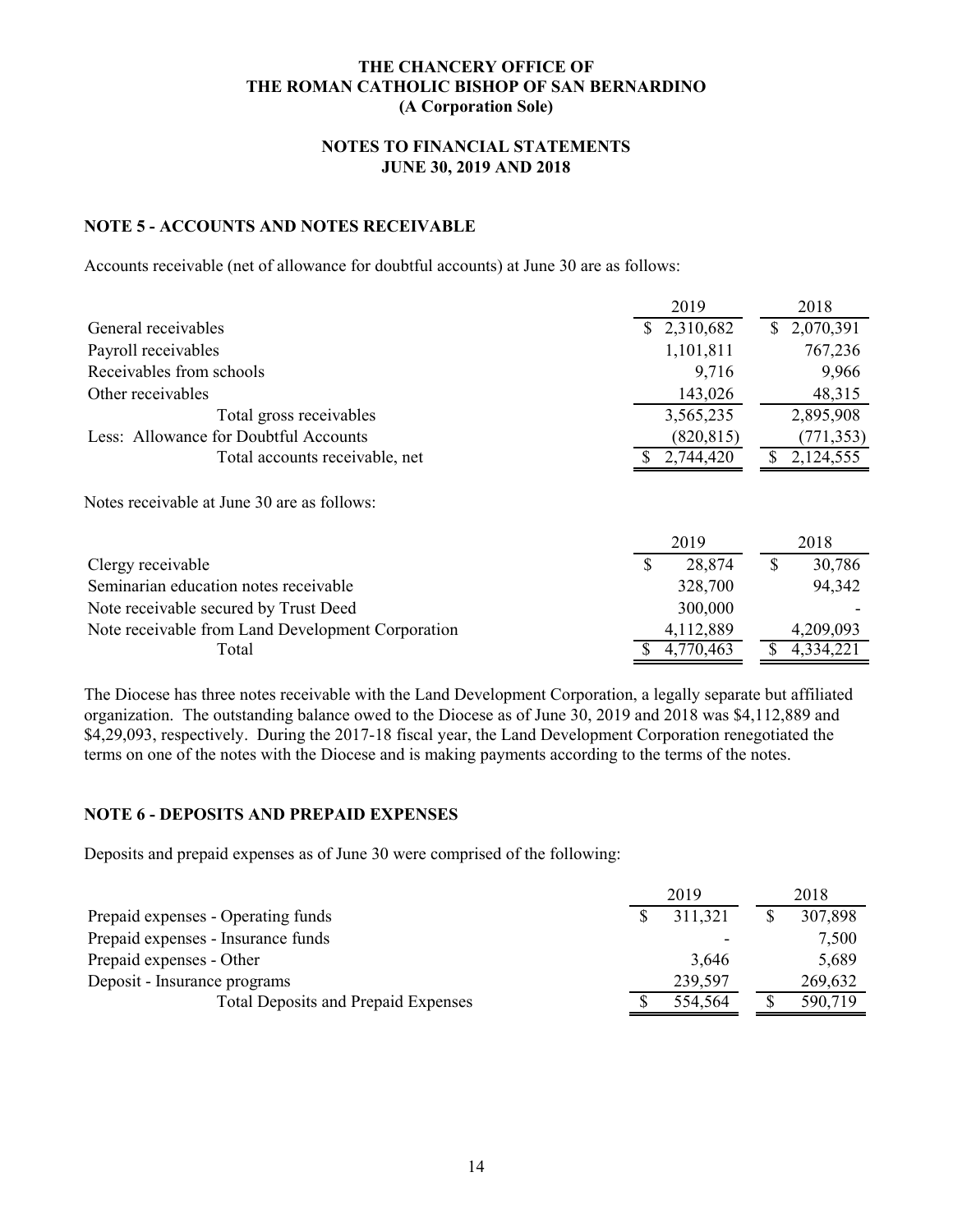**THE CHANCERY OFFICE OF**
**THE ROMAN CATHOLIC BISHOP OF SAN BERNARDINO**
**(A Corporation Sole)**

**NOTES TO FINANCIAL STATEMENTS**
**JUNE 30, 2019 AND 2018**

## NOTE 5 - ACCOUNTS AND NOTES RECEIVABLE

Accounts receivable (net of allowance for doubtful accounts) at June 30 are as follows:

| | 2019 | 2018 |
|---|---|---|
| General receivables | $ 2,310,682 | $ 2,070,391 |
| Payroll receivables | 1,101,811 | 767,236 |
| Receivables from schools | 9,716 | 9,966 |
| Other receivables | 143,026 | 48,315 |
| Total gross receivables | 3,565,235 | 2,895,908 |
| Less: Allowance for Doubtful Accounts | (820,815) | (771,353) |
| Total accounts receivable, net | $ 2,744,420 | $ 2,124,555 |

Notes receivable at June 30 are as follows:

| | 2019 | 2018 |
|---|---|---|
| Clergy receivable | $ 28,874 | $ 30,786 |
| Seminarian education notes receivable | 328,700 | 94,342 |
| Note receivable secured by Trust Deed | 300,000 | - |
| Note receivable from Land Development Corporation | 4,112,889 | 4,209,093 |
| Total | $ 4,770,463 | $ 4,334,221 |

The Diocese has three notes receivable with the Land Development Corporation, a legally separate but affiliated organization. The outstanding balance owed to the Diocese as of June 30, 2019 and 2018 was $4,112,889 and $4,29,093, respectively. During the 2017-18 fiscal year, the Land Development Corporation renegotiated the terms on one of the notes with the Diocese and is making payments according to the terms of the notes.

## NOTE 6 - DEPOSITS AND PREPAID EXPENSES

Deposits and prepaid expenses as of June 30 were comprised of the following:

| | 2019 | 2018 |
|---|---|---|
| Prepaid expenses - Operating funds | $ 311,321 | $ 307,898 |
| Prepaid expenses - Insurance funds | - | 7,500 |
| Prepaid expenses - Other | 3,646 | 5,689 |
| Deposit - Insurance programs | 239,597 | 269,632 |
| Total Deposits and Prepaid Expenses | $ 554,564 | $ 590,719 |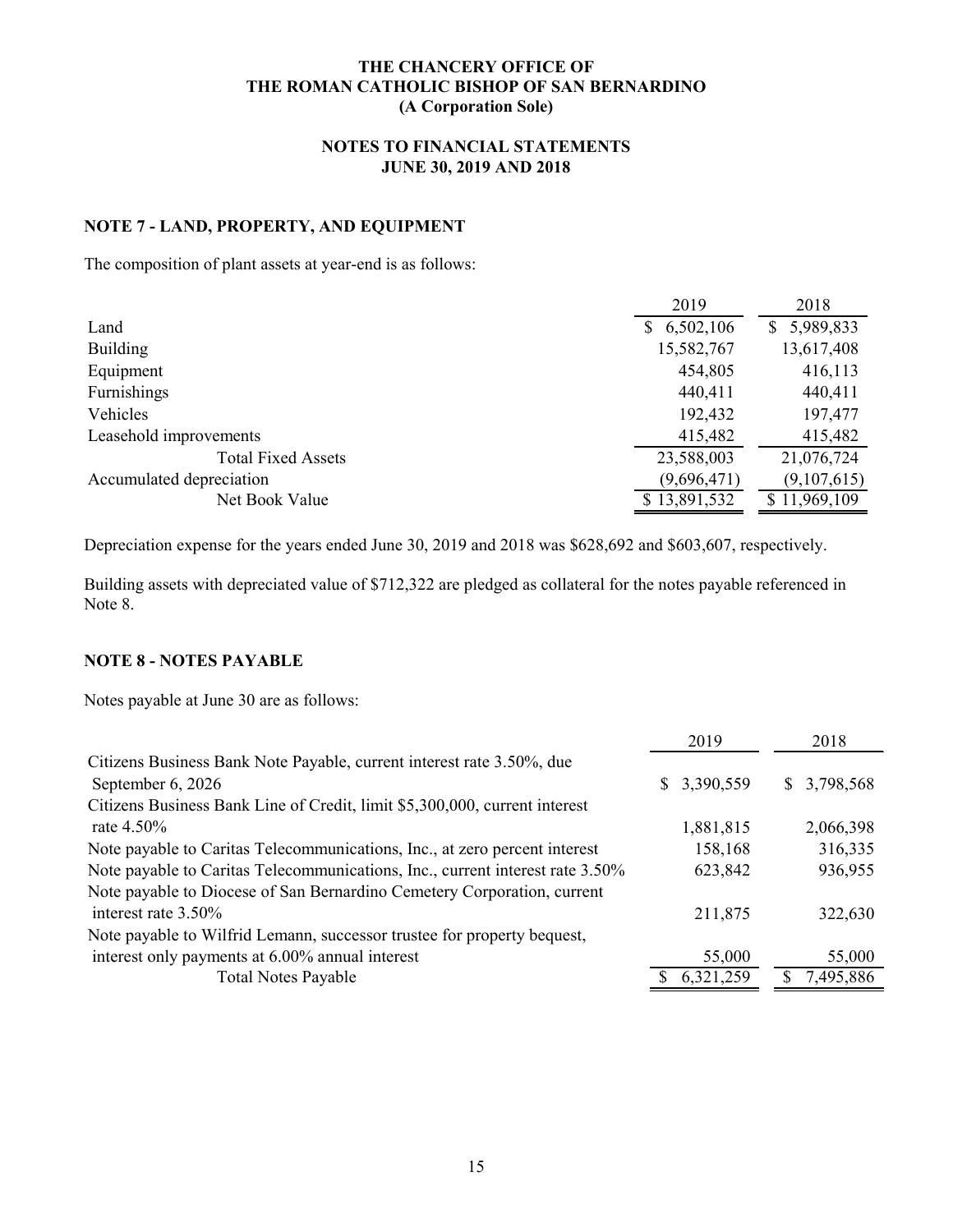# THE CHANCERY OFFICE OF THE ROMAN CATHOLIC BISHOP OF SAN BERNARDINO (A Corporation Sole)

## NOTES TO FINANCIAL STATEMENTS JUNE 30, 2019 AND 2018

### NOTE 7 - LAND, PROPERTY, AND EQUIPMENT

The composition of plant assets at year-end is as follows:

| | 2019 | 2018 |
|---|---|---|
| Land | $ 6,502,106 | $ 5,989,833 |
| Building | 15,582,767 | 13,617,408 |
| Equipment | 454,805 | 416,113 |
| Furnishings | 440,411 | 440,411 |
| Vehicles | 192,432 | 197,477 |
| Leasehold improvements | 415,482 | 415,482 |
| Total Fixed Assets | 23,588,003 | 21,076,724 |
| Accumulated depreciation | (9,696,471) | (9,107,615) |
| Net Book Value | $ 13,891,532 | $ 11,969,109 |

Depreciation expense for the years ended June 30, 2019 and 2018 was $628,692 and $603,607, respectively.

Building assets with depreciated value of $712,322 are pledged as collateral for the notes payable referenced in Note 8.

### NOTE 8 - NOTES PAYABLE

Notes payable at June 30 are as follows:

| | 2019 | 2018 |
|---|---|---|
| Citizens Business Bank Note Payable, current interest rate 3.50%, due September 6, 2026 | $ 3,390,559 | $ 3,798,568 |
| Citizens Business Bank Line of Credit, limit $5,300,000, current interest rate 4.50% | 1,881,815 | 2,066,398 |
| Note payable to Caritas Telecommunications, Inc., at zero percent interest | 158,168 | 316,335 |
| Note payable to Caritas Telecommunications, Inc., current interest rate 3.50% | 623,842 | 936,955 |
| Note payable to Diocese of San Bernardino Cemetery Corporation, current interest rate 3.50% | 211,875 | 322,630 |
| Note payable to Wilfrid Lemann, successor trustee for property bequest, interest only payments at 6.00% annual interest | 55,000 | 55,000 |
| Total Notes Payable | $ 6,321,259 | $ 7,495,886 |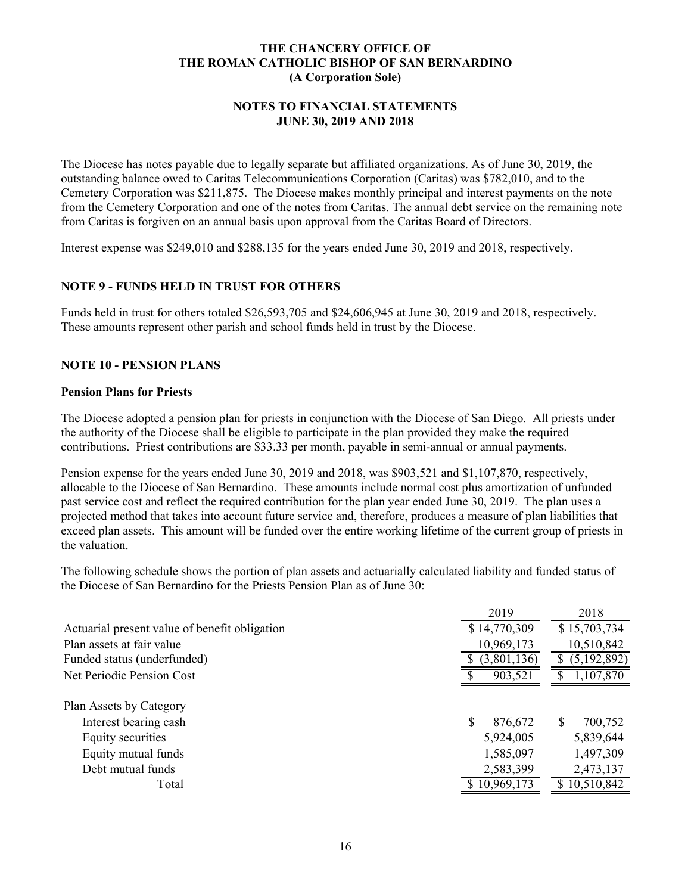The Diocese has notes payable due to legally separate but affiliated organizations. As of June 30, 2019, the outstanding balance owed to Caritas Telecommunications Corporation (Caritas) was $782,010, and to the Cemetery Corporation was $211,875. The Diocese makes monthly principal and interest payments on the note from the Cemetery Corporation and one of the notes from Caritas. The annual debt service on the remaining note from Caritas is forgiven on an annual basis upon approval from the Caritas Board of Directors.

Interest expense was $249,010 and $288,135 for the years ended June 30, 2019 and 2018, respectively.

## NOTE 9 - FUNDS HELD IN TRUST FOR OTHERS

Funds held in trust for others totaled $26,593,705 and $24,606,945 at June 30, 2019 and 2018, respectively. These amounts represent other parish and school funds held in trust by the Diocese.

## NOTE 10 - PENSION PLANS

### Pension Plans for Priests

The Diocese adopted a pension plan for priests in conjunction with the Diocese of San Diego. All priests under the authority of the Diocese shall be eligible to participate in the plan provided they make the required contributions. Priest contributions are $33.33 per month, payable in semi-annual or annual payments.

Pension expense for the years ended June 30, 2019 and 2018, was $903,521 and $1,107,870, respectively, allocable to the Diocese of San Bernardino. These amounts include normal cost plus amortization of unfunded past service cost and reflect the required contribution for the plan year ended June 30, 2019. The plan uses a projected method that takes into account future service and, therefore, produces a measure of plan liabilities that exceed plan assets. This amount will be funded over the entire working lifetime of the current group of priests in the valuation.

The following schedule shows the portion of plan assets and actuarially calculated liability and funded status of the Diocese of San Bernardino for the Priests Pension Plan as of June 30:

| | 2019 | 2018 |
|---|---|---|
| Actuarial present value of benefit obligation | $ 14,770,309 | $ 15,703,734 |
| Plan assets at fair value | 10,969,173 | 10,510,842 |
| Funded status (underfunded) | $ (3,801,136) | $ (5,192,892) |
| Net Periodic Pension Cost | $ 903,521 | $ 1,107,870 |
| | | |
| Plan Assets by Category | | |
| Interest bearing cash | $ 876,672 | $ 700,752 |
| Equity securities | 5,924,005 | 5,839,644 |
| Equity mutual funds | 1,585,097 | 1,497,309 |
| Debt mutual funds | 2,583,399 | 2,473,137 |
| Total | $ 10,969,173 | $ 10,510,842 |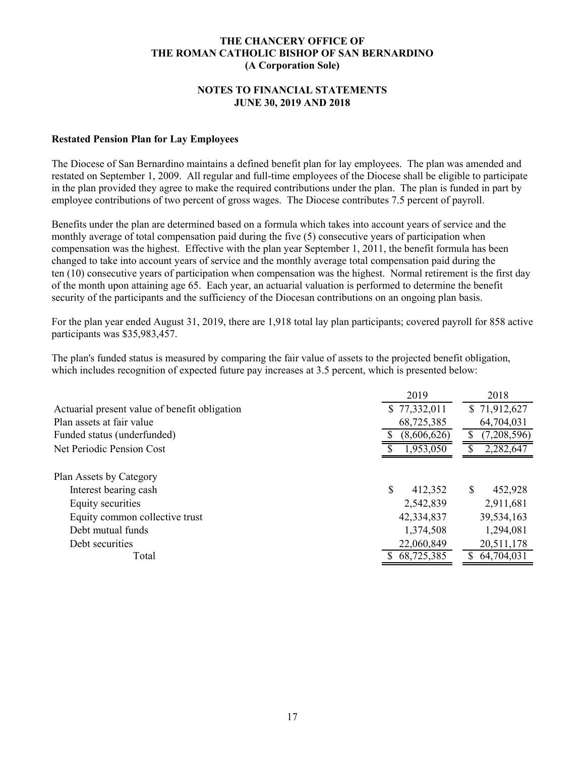**THE CHANCERY OFFICE OF**
**THE ROMAN CATHOLIC BISHOP OF SAN BERNARDINO**
**(A Corporation Sole)**

**NOTES TO FINANCIAL STATEMENTS**
**JUNE 30, 2019 AND 2018**

### Restated Pension Plan for Lay Employees

The Diocese of San Bernardino maintains a defined benefit plan for lay employees. The plan was amended and restated on September 1, 2009. All regular and full-time employees of the Diocese shall be eligible to participate in the plan provided they agree to make the required contributions under the plan. The plan is funded in part by employee contributions of two percent of gross wages. The Diocese contributes 7.5 percent of payroll.

Benefits under the plan are determined based on a formula which takes into account years of service and the monthly average of total compensation paid during the five (5) consecutive years of participation when compensation was the highest. Effective with the plan year September 1, 2011, the benefit formula has been changed to take into account years of service and the monthly average total compensation paid during the ten (10) consecutive years of participation when compensation was the highest. Normal retirement is the first day of the month upon attaining age 65. Each year, an actuarial valuation is performed to determine the benefit security of the participants and the sufficiency of the Diocesan contributions on an ongoing plan basis.

For the plan year ended August 31, 2019, there are 1,918 total lay plan participants; covered payroll for 858 active participants was $35,983,457.

The plan's funded status is measured by comparing the fair value of assets to the projected benefit obligation, which includes recognition of expected future pay increases at 3.5 percent, which is presented below:

| | 2019 | 2018 |
|---|---|---|
| Actuarial present value of benefit obligation | $ 77,332,011 | $ 71,912,627 |
| Plan assets at fair value | 68,725,385 | 64,704,031 |
| Funded status (underfunded) | $ (8,606,626) | $ (7,208,596) |
| Net Periodic Pension Cost | $ 1,953,050 | $ 2,282,647 |
| | | |
| Plan Assets by Category | | |
| Interest bearing cash | $ 412,352 | $ 452,928 |
| Equity securities | 2,542,839 | 2,911,681 |
| Equity common collective trust | 42,334,837 | 39,534,163 |
| Debt mutual funds | 1,374,508 | 1,294,081 |
| Debt securities | 22,060,849 | 20,511,178 |
| Total | $ 68,725,385 | $ 64,704,031 |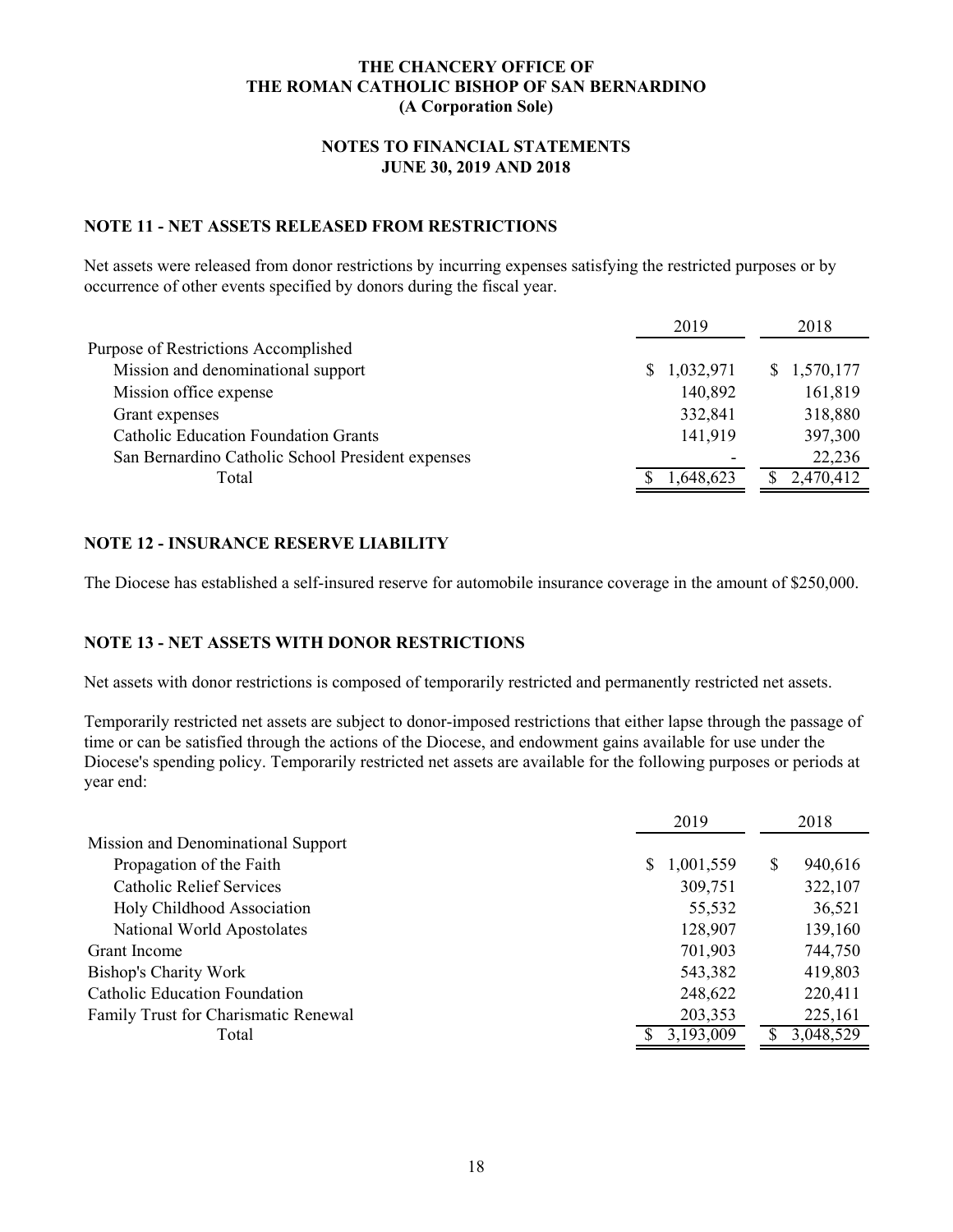**THE CHANCERY OFFICE OF**
**THE ROMAN CATHOLIC BISHOP OF SAN BERNARDINO**
**(A Corporation Sole)**

**NOTES TO FINANCIAL STATEMENTS**
**JUNE 30, 2019 AND 2018**

## NOTE 11 - NET ASSETS RELEASED FROM RESTRICTIONS

Net assets were released from donor restrictions by incurring expenses satisfying the restricted purposes or by occurrence of other events specified by donors during the fiscal year.

| | 2019 | 2018 |
|---|---|---|
| Purpose of Restrictions Accomplished | | |
| Mission and denominational support | $ 1,032,971 | $ 1,570,177 |
| Mission office expense | 140,892 | 161,819 |
| Grant expenses | 332,841 | 318,880 |
| Catholic Education Foundation Grants | 141,919 | 397,300 |
| San Bernardino Catholic School President expenses | - | 22,236 |
| Total | $ 1,648,623 | $ 2,470,412 |

## NOTE 12 - INSURANCE RESERVE LIABILITY

The Diocese has established a self-insured reserve for automobile insurance coverage in the amount of $250,000.

## NOTE 13 - NET ASSETS WITH DONOR RESTRICTIONS

Net assets with donor restrictions is composed of temporarily restricted and permanently restricted net assets.

Temporarily restricted net assets are subject to donor-imposed restrictions that either lapse through the passage of time or can be satisfied through the actions of the Diocese, and endowment gains available for use under the Diocese's spending policy. Temporarily restricted net assets are available for the following purposes or periods at year end:

| | 2019 | 2018 |
|---|---|---|
| Mission and Denominational Support | | |
| Propagation of the Faith | $ 1,001,559 | $ 940,616 |
| Catholic Relief Services | 309,751 | 322,107 |
| Holy Childhood Association | 55,532 | 36,521 |
| National World Apostolates | 128,907 | 139,160 |
| Grant Income | 701,903 | 744,750 |
| Bishop's Charity Work | 543,382 | 419,803 |
| Catholic Education Foundation | 248,622 | 220,411 |
| Family Trust for Charismatic Renewal | 203,353 | 225,161 |
| Total | $ 3,193,009 | $ 3,048,529 |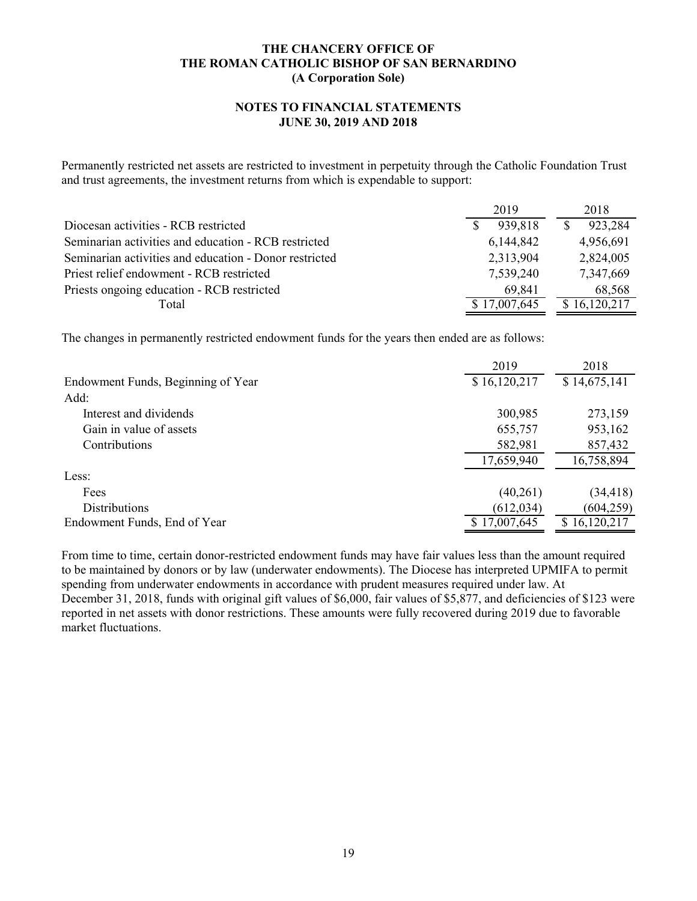**THE CHANCERY OFFICE OF**
**THE ROMAN CATHOLIC BISHOP OF SAN BERNARDINO**
**(A Corporation Sole)**

**NOTES TO FINANCIAL STATEMENTS**
**JUNE 30, 2019 AND 2018**

Permanently restricted net assets are restricted to investment in perpetuity through the Catholic Foundation Trust and trust agreements, the investment returns from which is expendable to support:

| | 2019 | 2018 |
|---|---|---|
| Diocesan activities - RCB restricted | $ 939,818 | $ 923,284 |
| Seminarian activities and education - RCB restricted | 6,144,842 | 4,956,691 |
| Seminarian activities and education - Donor restricted | 2,313,904 | 2,824,005 |
| Priest relief endowment - RCB restricted | 7,539,240 | 7,347,669 |
| Priests ongoing education - RCB restricted | 69,841 | 68,568 |
| Total | $ 17,007,645 | $ 16,120,217 |

The changes in permanently restricted endowment funds for the years then ended are as follows:

| | 2019 | 2018 |
|---|---|---|
| Endowment Funds, Beginning of Year | $ 16,120,217 | $ 14,675,141 |
| Add: | | |
| Interest and dividends | 300,985 | 273,159 |
| Gain in value of assets | 655,757 | 953,162 |
| Contributions | 582,981 | 857,432 |
| | 17,659,940 | 16,758,894 |
| Less: | | |
| Fees | (40,261) | (34,418) |
| Distributions | (612,034) | (604,259) |
| Endowment Funds, End of Year | $ 17,007,645 | $ 16,120,217 |

From time to time, certain donor-restricted endowment funds may have fair values less than the amount required to be maintained by donors or by law (underwater endowments). The Diocese has interpreted UPMIFA to permit spending from underwater endowments in accordance with prudent measures required under law. At December 31, 2018, funds with original gift values of $6,000, fair values of $5,877, and deficiencies of $123 were reported in net assets with donor restrictions. These amounts were fully recovered during 2019 due to favorable market fluctuations.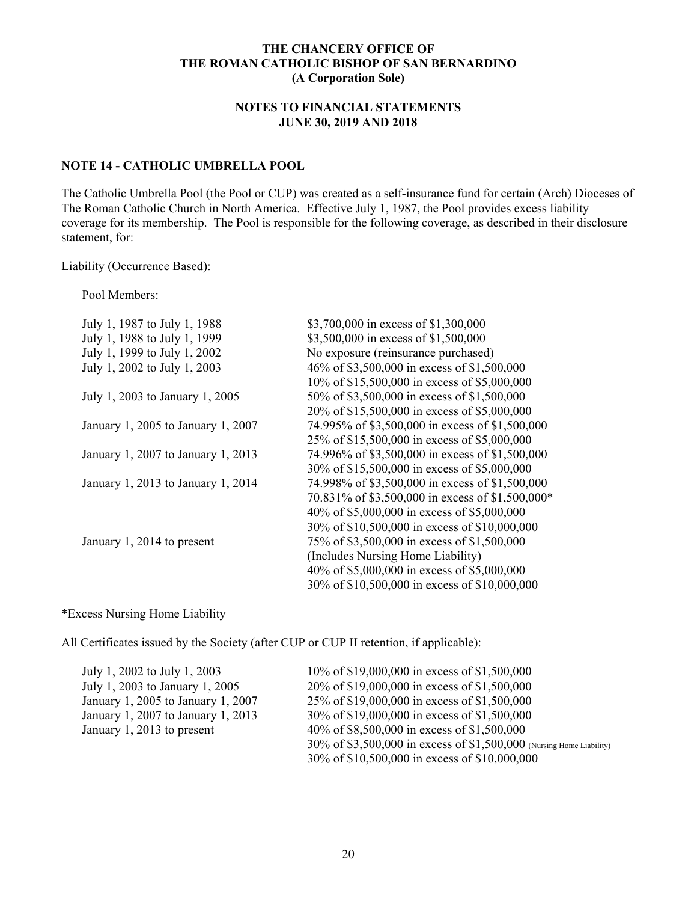**THE CHANCERY OFFICE OF THE ROMAN CATHOLIC BISHOP OF SAN BERNARDINO (A Corporation Sole)**

**NOTES TO FINANCIAL STATEMENTS JUNE 30, 2019 AND 2018**

## NOTE 14 - CATHOLIC UMBRELLA POOL

The Catholic Umbrella Pool (the Pool or CUP) was created as a self-insurance fund for certain (Arch) Dioceses of The Roman Catholic Church in North America. Effective July 1, 1987, the Pool provides excess liability coverage for its membership. The Pool is responsible for the following coverage, as described in their disclosure statement, for:

Liability (Occurrence Based):

Pool Members:

| | |
|---|---|
| July 1, 1987 to July 1, 1988 | $3,700,000 in excess of $1,300,000 |
| July 1, 1988 to July 1, 1999 | $3,500,000 in excess of $1,500,000 |
| July 1, 1999 to July 1, 2002 | No exposure (reinsurance purchased) |
| July 1, 2002 to July 1, 2003 | 46% of $3,500,000 in excess of $1,500,000 |
| | 10% of $15,500,000 in excess of $5,000,000 |
| July 1, 2003 to January 1, 2005 | 50% of $3,500,000 in excess of $1,500,000 |
| | 20% of $15,500,000 in excess of $5,000,000 |
| January 1, 2005 to January 1, 2007 | 74.995% of $3,500,000 in excess of $1,500,000 |
| | 25% of $15,500,000 in excess of $5,000,000 |
| January 1, 2007 to January 1, 2013 | 74.996% of $3,500,000 in excess of $1,500,000 |
| | 30% of $15,500,000 in excess of $5,000,000 |
| January 1, 2013 to January 1, 2014 | 74.998% of $3,500,000 in excess of $1,500,000 |
| | 70.831% of $3,500,000 in excess of $1,500,000* |
| | 40% of $5,000,000 in excess of $5,000,000 |
| | 30% of $10,500,000 in excess of $10,000,000 |
| January 1, 2014 to present | 75% of $3,500,000 in excess of $1,500,000 |
| | (Includes Nursing Home Liability) |
| | 40% of $5,000,000 in excess of $5,000,000 |
| | 30% of $10,500,000 in excess of $10,000,000 |

*Excess Nursing Home Liability

All Certificates issued by the Society (after CUP or CUP II retention, if applicable):

| | |
|---|---|
| July 1, 2002 to July 1, 2003 | 10% of $19,000,000 in excess of $1,500,000 |
| July 1, 2003 to January 1, 2005 | 20% of $19,000,000 in excess of $1,500,000 |
| January 1, 2005 to January 1, 2007 | 25% of $19,000,000 in excess of $1,500,000 |
| January 1, 2007 to January 1, 2013 | 30% of $19,000,000 in excess of $1,500,000 |
| January 1, 2013 to present | 40% of $8,500,000 in excess of $1,500,000 |
| | 30% of $3,500,000 in excess of $1,500,000 (Nursing Home Liability) |
| | 30% of $10,500,000 in excess of $10,000,000 |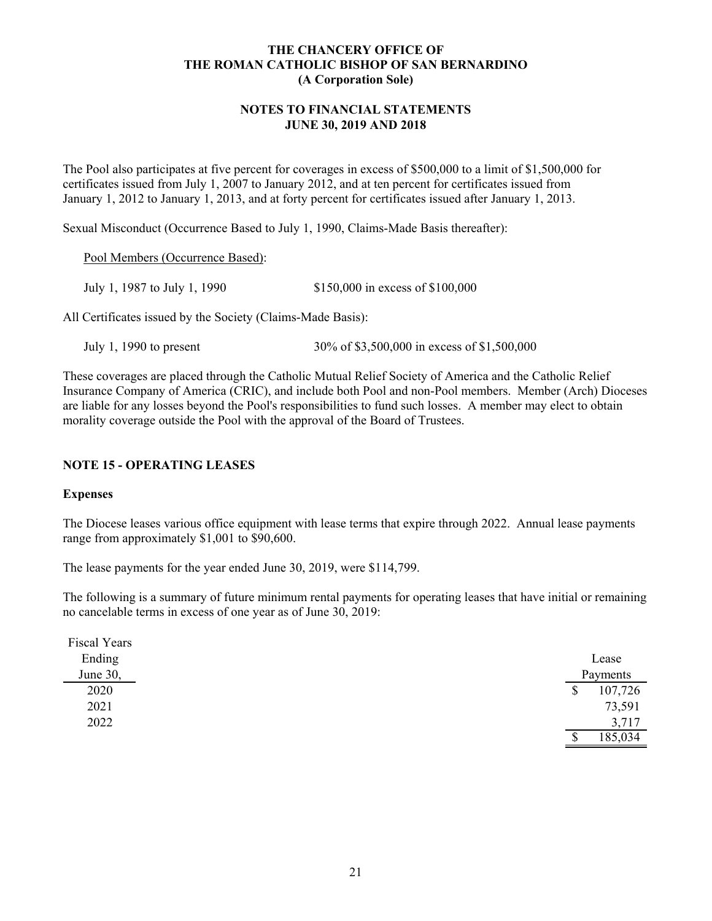The Pool also participates at five percent for coverages in excess of $500,000 to a limit of $1,500,000 for certificates issued from July 1, 2007 to January 2012, and at ten percent for certificates issued from January 1, 2012 to January 1, 2013, and at forty percent for certificates issued after January 1, 2013.

Sexual Misconduct (Occurrence Based to July 1, 1990, Claims-Made Basis thereafter):

Pool Members (Occurrence Based):

| | |
|---|---|
| July 1, 1987 to July 1, 1990 | $150,000 in excess of $100,000 |

All Certificates issued by the Society (Claims-Made Basis):

| | |
|---|---|
| July 1, 1990 to present | 30% of $3,500,000 in excess of $1,500,000 |

These coverages are placed through the Catholic Mutual Relief Society of America and the Catholic Relief Insurance Company of America (CRIC), and include both Pool and non-Pool members. Member (Arch) Dioceses are liable for any losses beyond the Pool's responsibilities to fund such losses. A member may elect to obtain morality coverage outside the Pool with the approval of the Board of Trustees.

## NOTE 15 - OPERATING LEASES

### Expenses

The Diocese leases various office equipment with lease terms that expire through 2022. Annual lease payments range from approximately $1,001 to $90,600.

The lease payments for the year ended June 30, 2019, were $114,799.

The following is a summary of future minimum rental payments for operating leases that have initial or remaining no cancelable terms in excess of one year as of June 30, 2019:

| Fiscal Years Ending June 30, | Lease Payments |
|---|---|
| 2020 | $ 107,726 |
| 2021 | 73,591 |
| 2022 | 3,717 |
| | $ 185,034 |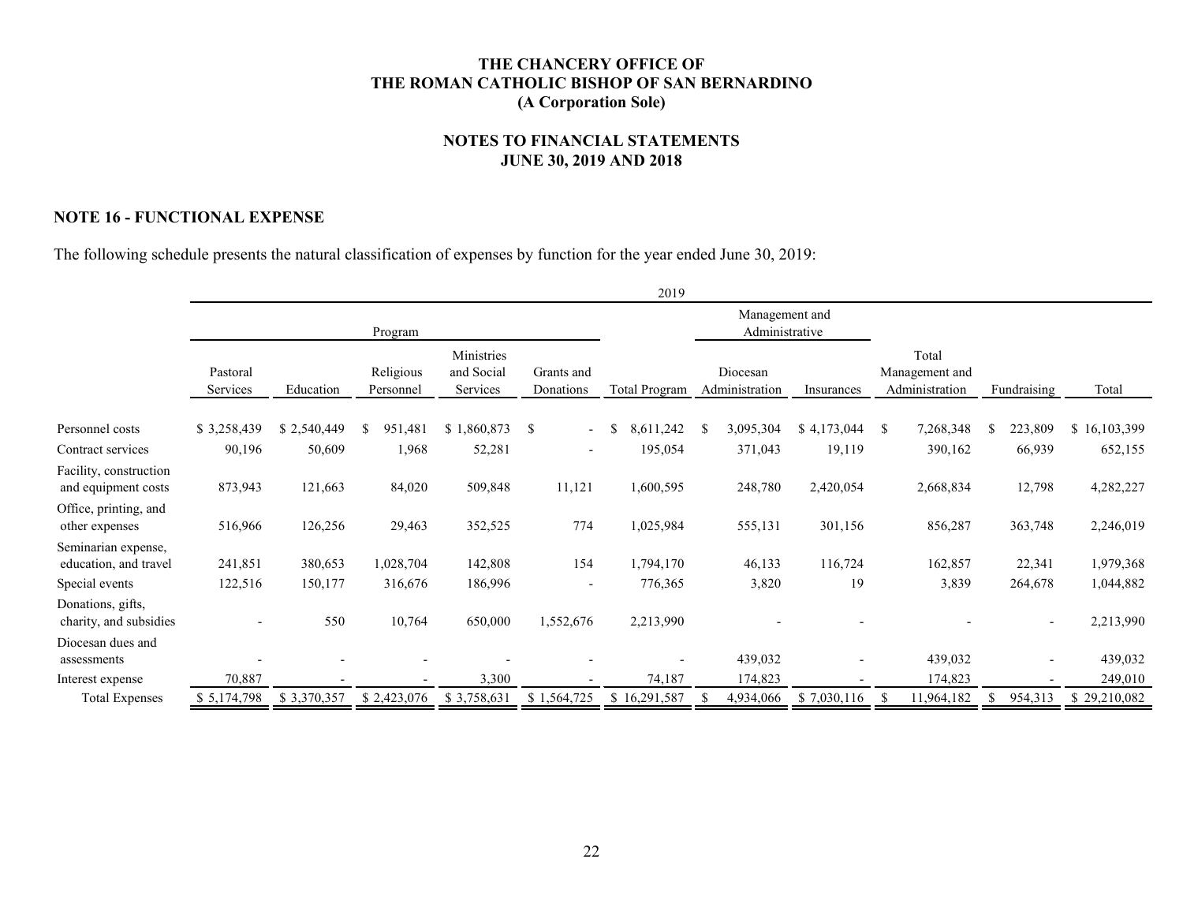# THE CHANCERY OFFICE OF THE ROMAN CATHOLIC BISHOP OF SAN BERNARDINO (A Corporation Sole)

## NOTES TO FINANCIAL STATEMENTS JUNE 30, 2019 AND 2018

### NOTE 16 - FUNCTIONAL EXPENSE

The following schedule presents the natural classification of expenses by function for the year ended June 30, 2019:

| | 2019 | | | | | | | | | | |
|---|---|---|---|---|---|---|---|---|---|---|---|
| | Program | | | | | | Management and Administrative | | | | |
| | Pastoral Services | Education | Religious Personnel | Ministries and Social Services | Grants and Donations | Total Program | Diocesan Administration | Insurances | Total Management and Administration | Fundraising | Total |
| Personnel costs | $ 3,258,439 | $ 2,540,449 | $ 951,481 | $ 1,860,873 | $ - | $ 8,611,242 | $ 3,095,304 | $ 4,173,044 | $ 7,268,348 | $ 223,809 | $ 16,103,399 |
| Contract services | 90,196 | 50,609 | 1,968 | 52,281 | - | 195,054 | 371,043 | 19,119 | 390,162 | 66,939 | 652,155 |
| Facility, construction and equipment costs | 873,943 | 121,663 | 84,020 | 509,848 | 11,121 | 1,600,595 | 248,780 | 2,420,054 | 2,668,834 | 12,798 | 4,282,227 |
| Office, printing, and other expenses | 516,966 | 126,256 | 29,463 | 352,525 | 774 | 1,025,984 | 555,131 | 301,156 | 856,287 | 363,748 | 2,246,019 |
| Seminarian expense, education, and travel | 241,851 | 380,653 | 1,028,704 | 142,808 | 154 | 1,794,170 | 46,133 | 116,724 | 162,857 | 22,341 | 1,979,368 |
| Special events | 122,516 | 150,177 | 316,676 | 186,996 | - | 776,365 | 3,820 | 19 | 3,839 | 264,678 | 1,044,882 |
| Donations, gifts, charity, and subsidies | - | 550 | 10,764 | 650,000 | 1,552,676 | 2,213,990 | - | - | - | - | 2,213,990 |
| Diocesan dues and assessments | - | - | - | - | - | - | 439,032 | - | 439,032 | - | 439,032 |
| Interest expense | 70,887 | - | - | 3,300 | - | 74,187 | 174,823 | - | 174,823 | - | 249,010 |
| Total Expenses | $ 5,174,798 | $ 3,370,357 | $ 2,423,076 | $ 3,758,631 | $ 1,564,725 | $ 16,291,587 | $ 4,934,066 | $ 7,030,116 | $ 11,964,182 | $ 954,313 | $ 29,210,082 |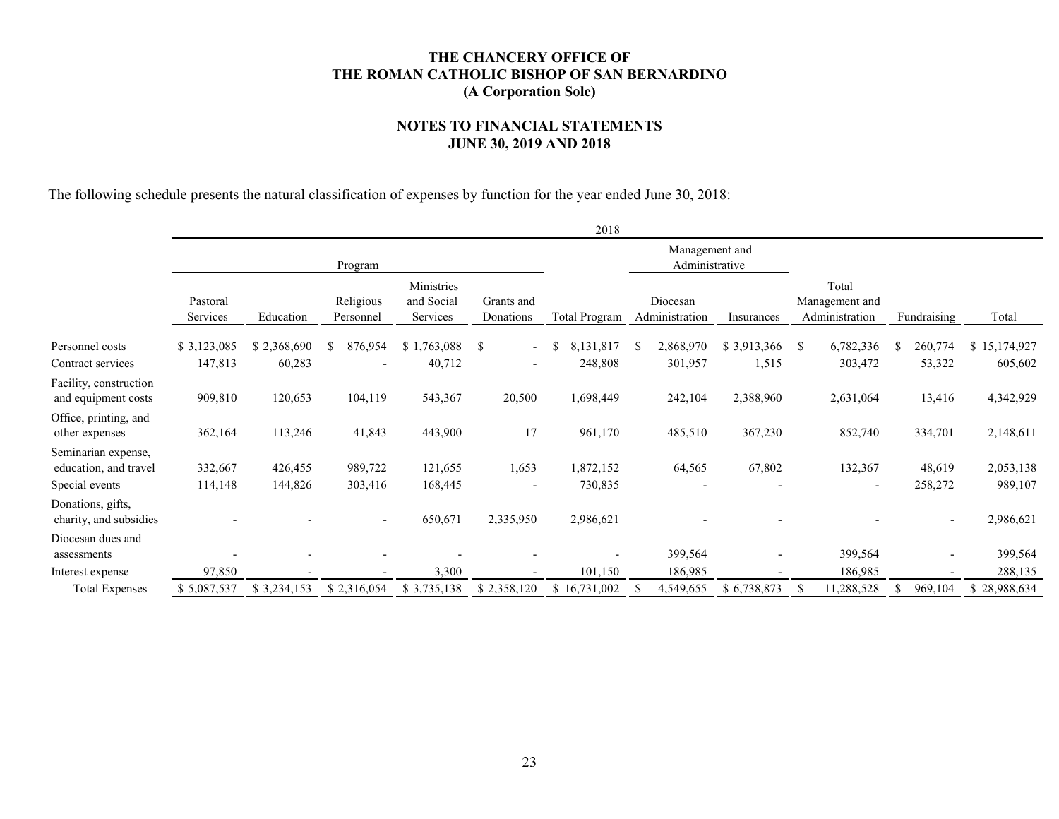# THE CHANCERY OFFICE OF THE ROMAN CATHOLIC BISHOP OF SAN BERNARDINO (A Corporation Sole)

## NOTES TO FINANCIAL STATEMENTS JUNE 30, 2019 AND 2018

The following schedule presents the natural classification of expenses by function for the year ended June 30, 2018:

| | 2018 | | | | | | | | | | |
|---|---|---|---|---|---|---|---|---|---|---|---|
| | Program | | | | | | Management and Administrative | | | | |
| | Pastoral Services | Education | Religious Personnel | Ministries and Social Services | Grants and Donations | Total Program | Diocesan Administration | Insurances | Total Management and Administration | Fundraising | Total |
| Personnel costs | $ 3,123,085 | $ 2,368,690 | $ 876,954 | $ 1,763,088 | $ - | $ 8,131,817 | $ 2,868,970 | $ 3,913,366 | $ 6,782,336 | $ 260,774 | $ 15,174,927 |
| Contract services | 147,813 | 60,283 | - | 40,712 | - | 248,808 | 301,957 | 1,515 | 303,472 | 53,322 | 605,602 |
| Facility, construction and equipment costs | 909,810 | 120,653 | 104,119 | 543,367 | 20,500 | 1,698,449 | 242,104 | 2,388,960 | 2,631,064 | 13,416 | 4,342,929 |
| Office, printing, and other expenses | 362,164 | 113,246 | 41,843 | 443,900 | 17 | 961,170 | 485,510 | 367,230 | 852,740 | 334,701 | 2,148,611 |
| Seminarian expense, education, and travel | 332,667 | 426,455 | 989,722 | 121,655 | 1,653 | 1,872,152 | 64,565 | 67,802 | 132,367 | 48,619 | 2,053,138 |
| Special events | 114,148 | 144,826 | 303,416 | 168,445 | - | 730,835 | - | - | - | 258,272 | 989,107 |
| Donations, gifts, charity, and subsidies | - | - | - | 650,671 | 2,335,950 | 2,986,621 | - | - | - | - | 2,986,621 |
| Diocesan dues and assessments | - | - | - | - | - | - | 399,564 | - | 399,564 | - | 399,564 |
| Interest expense | 97,850 | - | - | 3,300 | - | 101,150 | 186,985 | - | 186,985 | - | 288,135 |
| Total Expenses | $ 5,087,537 | $ 3,234,153 | $ 2,316,054 | $ 3,735,138 | $ 2,358,120 | $ 16,731,002 | $ 4,549,655 | $ 6,738,873 | $ 11,288,528 | $ 969,104 | $ 28,988,634 |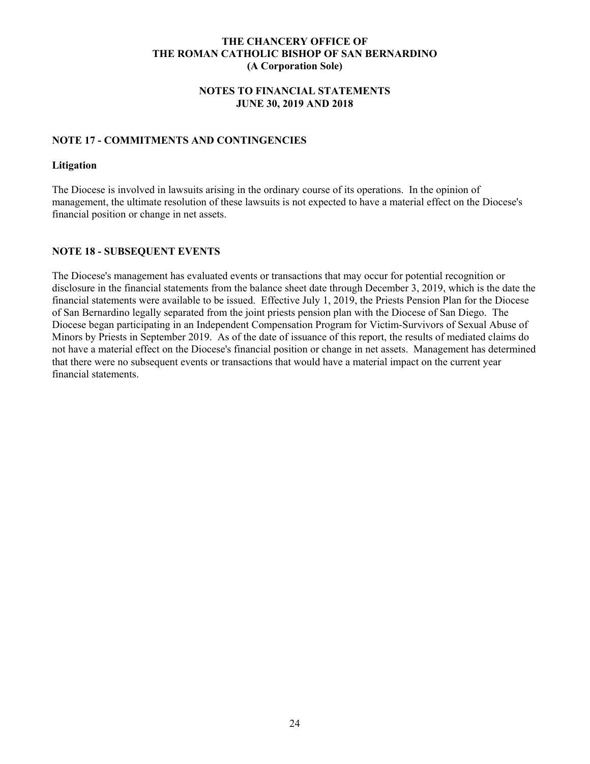## NOTE 17 - COMMITMENTS AND CONTINGENCIES

### Litigation

The Diocese is involved in lawsuits arising in the ordinary course of its operations. In the opinion of management, the ultimate resolution of these lawsuits is not expected to have a material effect on the Diocese's financial position or change in net assets.

## NOTE 18 - SUBSEQUENT EVENTS

The Diocese's management has evaluated events or transactions that may occur for potential recognition or disclosure in the financial statements from the balance sheet date through December 3, 2019, which is the date the financial statements were available to be issued. Effective July 1, 2019, the Priests Pension Plan for the Diocese of San Bernardino legally separated from the joint priests pension plan with the Diocese of San Diego. The Diocese began participating in an Independent Compensation Program for Victim-Survivors of Sexual Abuse of Minors by Priests in September 2019. As of the date of issuance of this report, the results of mediated claims do not have a material effect on the Diocese's financial position or change in net assets. Management has determined that there were no subsequent events or transactions that would have a material impact on the current year financial statements.